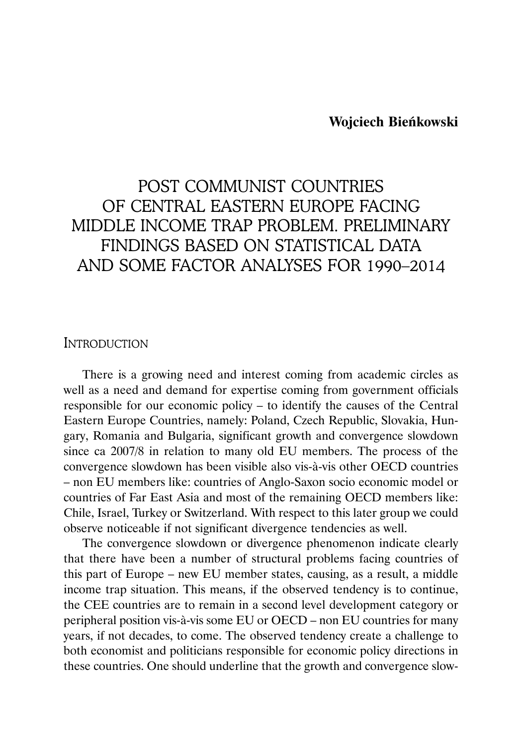**Wojciech Bieńkowski**

# POST COMMUNIST COUNTRIES OF CENTRAL EASTERN EUROPE FACING MIDDLE INCOME TRAP PROBLEM. PRELIMINARY FINDINGS BASED ON STATISTICAL DATA AND SOME FACTOR ANALYSES FOR 1990–2014

## INTRODUCTION

There is a growing need and interest coming from academic circles as well as a need and demand for expertise coming from government officials responsible for our economic policy – to identify the causes of the Central Eastern Europe Countries, namely: Poland, Czech Republic, Slovakia, Hungary, Romania and Bulgaria, significant growth and convergence slowdown since ca 2007/8 in relation to many old EU members. The process of the convergence slowdown has been visible also vis-à-vis other OECD countries – non EU members like: countries of Anglo-Saxon socio economic model or countries of Far East Asia and most of the remaining OECD members like: Chile, Israel, Turkey or Switzerland. With respect to this later group we could observe noticeable if not significant divergence tendencies as well.

The convergence slowdown or divergence phenomenon indicate clearly that there have been a number of structural problems facing countries of this part of Europe – new EU member states, causing, as a result, a middle income trap situation. This means, if the observed tendency is to continue, the CEE countries are to remain in a second level development category or peripheral position vis-à-vis some EU or OECD – non EU countries for many years, if not decades, to come. The observed tendency create a challenge to both economist and politicians responsible for economic policy directions in these countries. One should underline that the growth and convergence slow-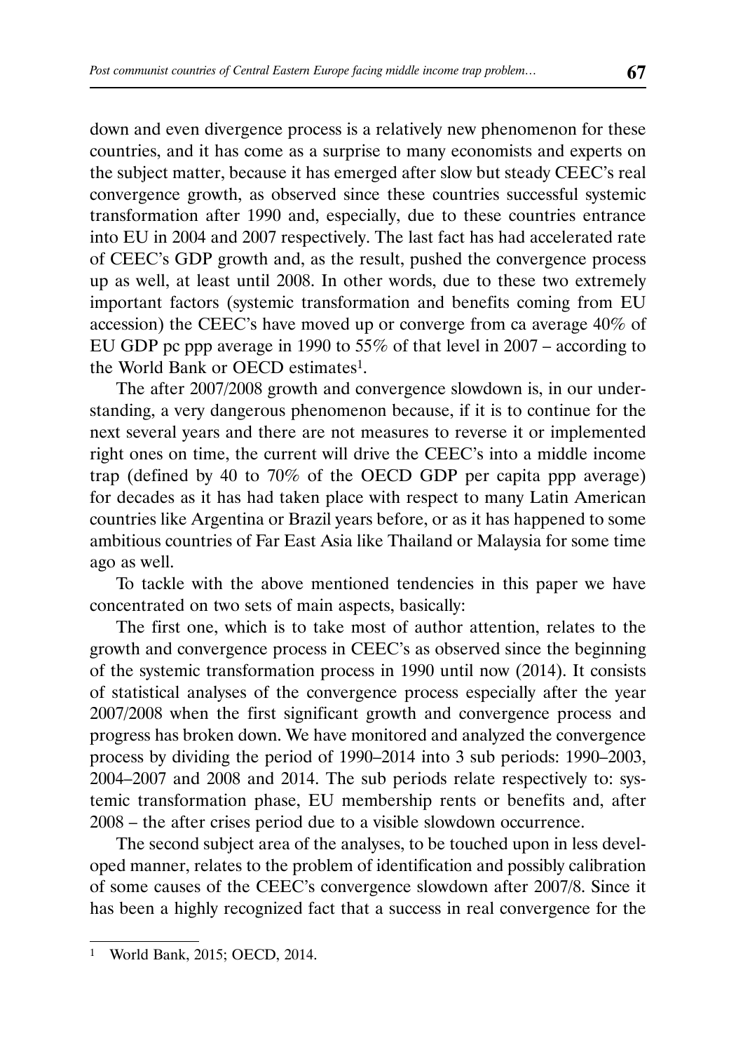down and even divergence process is a relatively new phenomenon for these countries, and it has come as a surprise to many economists and experts on the subject matter, because it has emerged after slow but steady CEEC's real convergence growth, as observed since these countries successful systemic transformation after 1990 and, especially, due to these countries entrance into EU in 2004 and 2007 respectively. The last fact has had accelerated rate of CEEC's GDP growth and, as the result, pushed the convergence process up as well, at least until 2008. In other words, due to these two extremely important factors (systemic transformation and benefits coming from EU accession) the CEEC's have moved up or converge from ca average 40% of EU GDP pc ppp average in 1990 to 55% of that level in 2007 – according to the World Bank or OECD estimates[1].

The after 2007/2008 growth and convergence slowdown is, in our understanding, a very dangerous phenomenon because, if it is to continue for the next several years and there are not measures to reverse it or implemented right ones on time, the current will drive the CEEC's into a middle income trap (defined by 40 to 70% of the OECD GDP per capita ppp average) for decades as it has had taken place with respect to many Latin American countries like Argentina or Brazil years before, or as it has happened to some ambitious countries of Far East Asia like Thailand or Malaysia for some time ago as well.

To tackle with the above mentioned tendencies in this paper we have concentrated on two sets of main aspects, basically:

The first one, which is to take most of author attention, relates to the growth and convergence process in CEEC's as observed since the beginning of the systemic transformation process in 1990 until now (2014). It consists of statistical analyses of the convergence process especially after the year 2007/2008 when the first significant growth and convergence process and progress has broken down. We have monitored and analyzed the convergence process by dividing the period of 1990–2014 into 3 sub periods: 1990–2003, 2004–2007 and 2008 and 2014. The sub periods relate respectively to: systemic transformation phase, EU membership rents or benefits and, after 2008 – the after crises period due to a visible slowdown occurrence.

The second subject area of the analyses, to be touched upon in less developed manner, relates to the problem of identification and possibly calibration of some causes of the CEEC's convergence slowdown after 2007/8. Since it has been a highly recognized fact that a success in real convergence for the

---

[1] World Bank, 2015; OECD, 2014.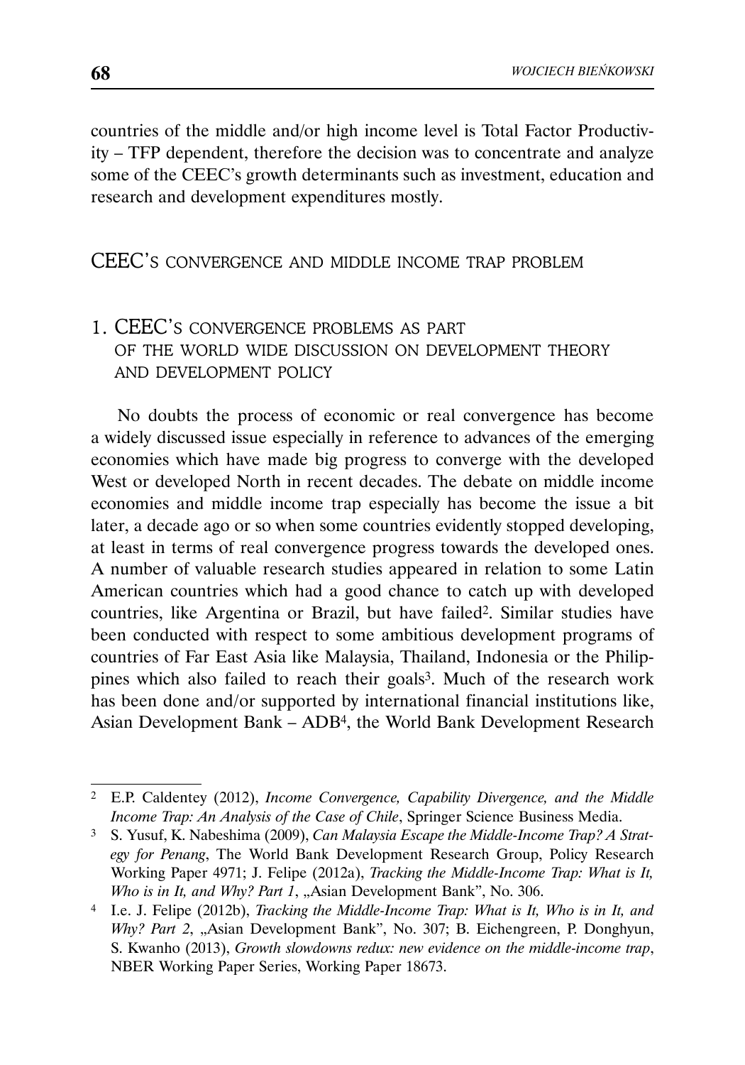countries of the middle and/or high income level is Total Factor Productivity – TFP dependent, therefore the decision was to concentrate and analyze some of the CEEC's growth determinants such as investment, education and research and development expenditures mostly.

## CEEC'S CONVERGENCE AND MIDDLE INCOME TRAP PROBLEM

### 1. CEEC'S CONVERGENCE PROBLEMS AS PART OF THE WORLD WIDE DISCUSSION ON DEVELOPMENT THEORY AND DEVELOPMENT POLICY

No doubts the process of economic or real convergence has become a widely discussed issue especially in reference to advances of the emerging economies which have made big progress to converge with the developed West or developed North in recent decades. The debate on middle income economies and middle income trap especially has become the issue a bit later, a decade ago or so when some countries evidently stopped developing, at least in terms of real convergence progress towards the developed ones. A number of valuable research studies appeared in relation to some Latin American countries which had a good chance to catch up with developed countries, like Argentina or Brazil, but have failed[2]. Similar studies have been conducted with respect to some ambitious development programs of countries of Far East Asia like Malaysia, Thailand, Indonesia or the Philippines which also failed to reach their goals[3]. Much of the research work has been done and/or supported by international financial institutions like, Asian Development Bank – ADB[4], the World Bank Development Research

---

[2] E.P. Caldentey (2012), *Income Convergence, Capability Divergence, and the Middle Income Trap: An Analysis of the Case of Chile*, Springer Science Business Media.

[3] S. Yusuf, K. Nabeshima (2009), *Can Malaysia Escape the Middle-Income Trap? A Strategy for Penang*, The World Bank Development Research Group, Policy Research Working Paper 4971; J. Felipe (2012a), *Tracking the Middle-Income Trap: What is It, Who is in It, and Why? Part 1*, „Asian Development Bank", No. 306.

[4] I.e. J. Felipe (2012b), *Tracking the Middle-Income Trap: What is It, Who is in It, and Why? Part 2*, „Asian Development Bank", No. 307; B. Eichengreen, P. Donghyun, S. Kwanho (2013), *Growth slowdowns redux: new evidence on the middle-income trap*, NBER Working Paper Series, Working Paper 18673.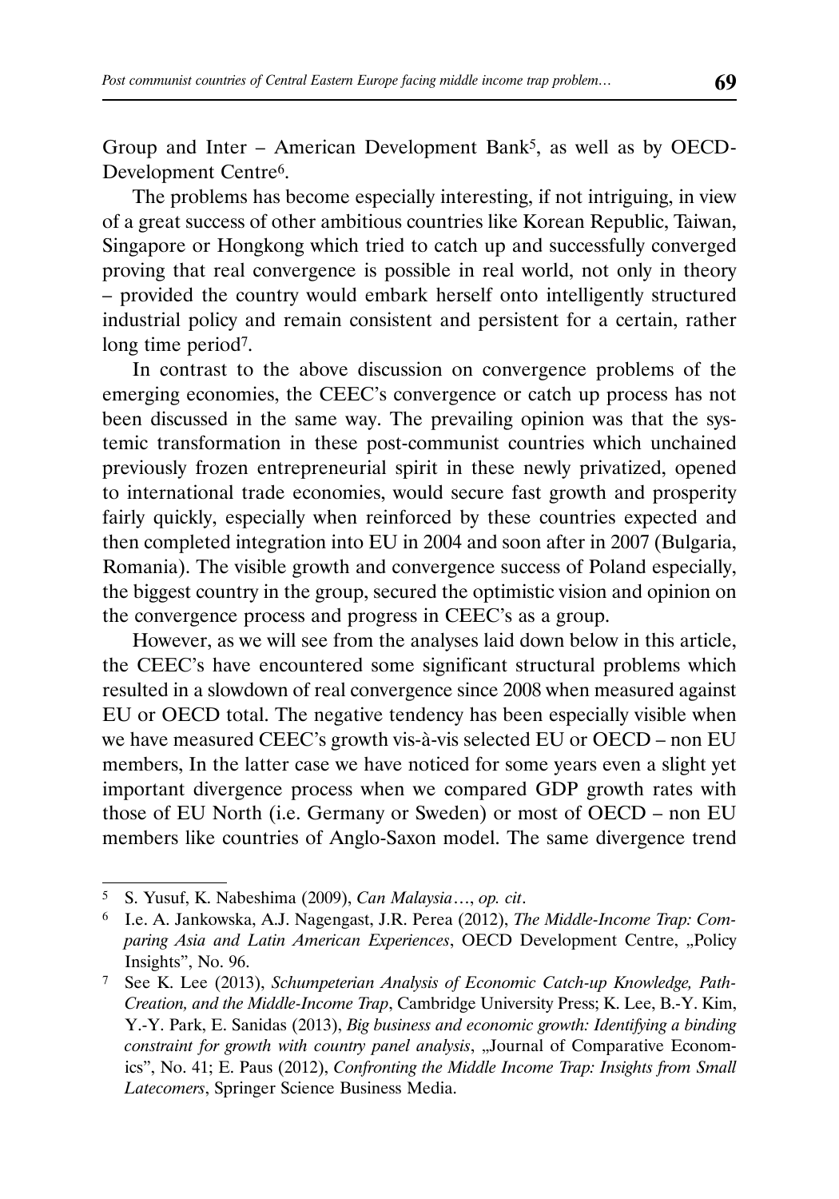Group and Inter – American Development Bank[5], as well as by OECD-Development Centre[6].

The problems has become especially interesting, if not intriguing, in view of a great success of other ambitious countries like Korean Republic, Taiwan, Singapore or Hongkong which tried to catch up and successfully converged proving that real convergence is possible in real world, not only in theory – provided the country would embark herself onto intelligently structured industrial policy and remain consistent and persistent for a certain, rather long time period[7].

In contrast to the above discussion on convergence problems of the emerging economies, the CEEC's convergence or catch up process has not been discussed in the same way. The prevailing opinion was that the systemic transformation in these post-communist countries which unchained previously frozen entrepreneurial spirit in these newly privatized, opened to international trade economies, would secure fast growth and prosperity fairly quickly, especially when reinforced by these countries expected and then completed integration into EU in 2004 and soon after in 2007 (Bulgaria, Romania). The visible growth and convergence success of Poland especially, the biggest country in the group, secured the optimistic vision and opinion on the convergence process and progress in CEEC's as a group.

However, as we will see from the analyses laid down below in this article, the CEEC's have encountered some significant structural problems which resulted in a slowdown of real convergence since 2008 when measured against EU or OECD total. The negative tendency has been especially visible when we have measured CEEC's growth vis-à-vis selected EU or OECD – non EU members, In the latter case we have noticed for some years even a slight yet important divergence process when we compared GDP growth rates with those of EU North (i.e. Germany or Sweden) or most of OECD – non EU members like countries of Anglo-Saxon model. The same divergence trend

---

[5] S. Yusuf, K. Nabeshima (2009), *Can Malaysia…*, *op. cit*.

[6] I.e. A. Jankowska, A.J. Nagengast, J.R. Perea (2012), *The Middle-Income Trap: Comparing Asia and Latin American Experiences*, OECD Development Centre, „Policy Insights", No. 96.

[7] See K. Lee (2013), *Schumpeterian Analysis of Economic Catch-up Knowledge, Path-Creation, and the Middle-Income Trap*, Cambridge University Press; K. Lee, B.-Y. Kim, Y.-Y. Park, E. Sanidas (2013), *Big business and economic growth: Identifying a binding constraint for growth with country panel analysis*, „Journal of Comparative Economics", No. 41; E. Paus (2012), *Confronting the Middle Income Trap: Insights from Small Latecomers*, Springer Science Business Media.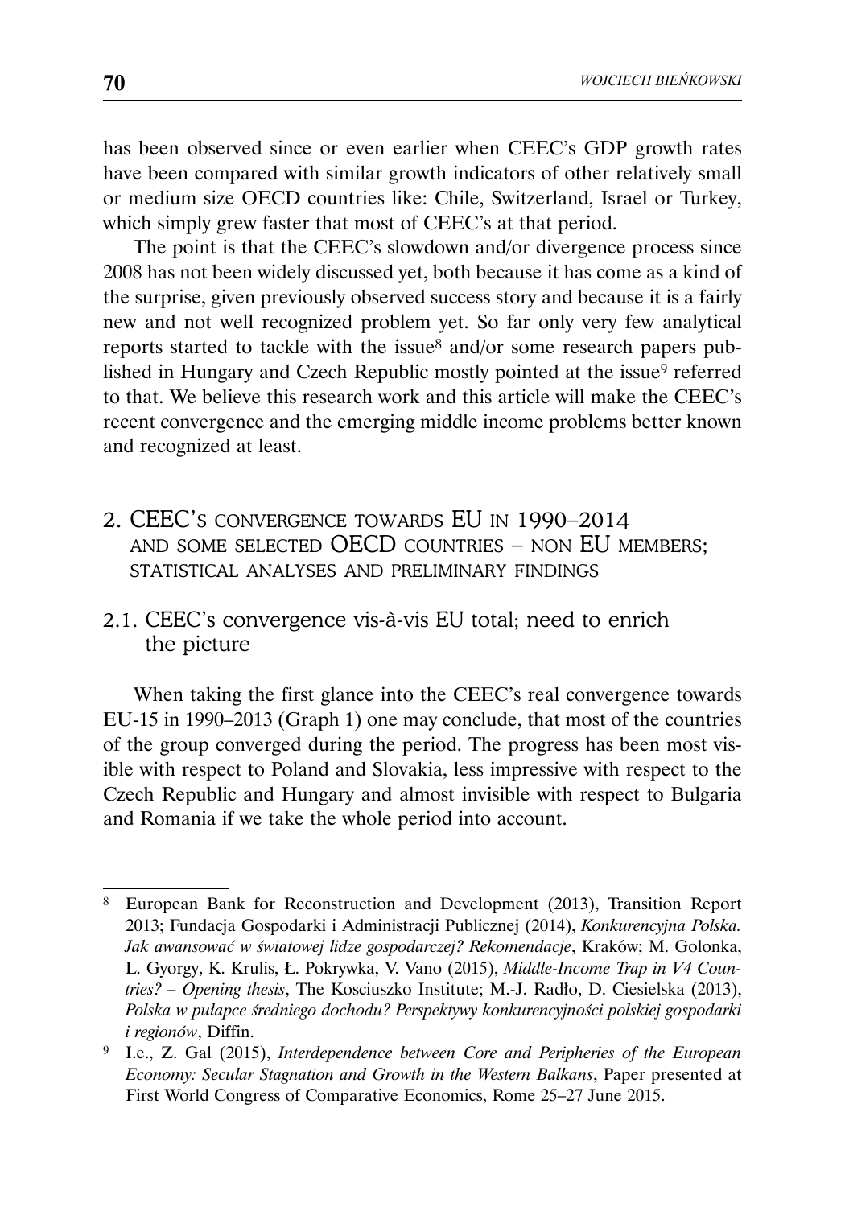has been observed since or even earlier when CEEC's GDP growth rates have been compared with similar growth indicators of other relatively small or medium size OECD countries like: Chile, Switzerland, Israel or Turkey, which simply grew faster that most of CEEC's at that period.

The point is that the CEEC's slowdown and/or divergence process since 2008 has not been widely discussed yet, both because it has come as a kind of the surprise, given previously observed success story and because it is a fairly new and not well recognized problem yet. So far only very few analytical reports started to tackle with the issue[8] and/or some research papers published in Hungary and Czech Republic mostly pointed at the issue[9] referred to that. We believe this research work and this article will make the CEEC's recent convergence and the emerging middle income problems better known and recognized at least.

## 2. CEEC's convergence towards EU in 1990–2014 and some selected OECD countries – non EU members; statistical analyses and preliminary findings

### 2.1. CEEC's convergence vis-à-vis EU total; need to enrich the picture

When taking the first glance into the CEEC's real convergence towards EU-15 in 1990–2013 (Graph 1) one may conclude, that most of the countries of the group converged during the period. The progress has been most visible with respect to Poland and Slovakia, less impressive with respect to the Czech Republic and Hungary and almost invisible with respect to Bulgaria and Romania if we take the whole period into account.

---

[8] European Bank for Reconstruction and Development (2013), Transition Report 2013; Fundacja Gospodarki i Administracji Publicznej (2014), *Konkurencyjna Polska. Jak awansować w światowej lidze gospodarczej? Rekomendacje*, Kraków; M. Golonka, L. Gyorgy, K. Krulis, Ł. Pokrywka, V. Vano (2015), *Middle-Income Trap in V4 Countries? – Opening thesis*, The Kosciuszko Institute; M.-J. Radło, D. Ciesielska (2013), *Polska w pułapce średniego dochodu? Perspektywy konkurencyjności polskiej gospodarki i regionów*, Diffin.

[9] I.e., Z. Gal (2015), *Interdependence between Core and Peripheries of the European Economy: Secular Stagnation and Growth in the Western Balkans*, Paper presented at First World Congress of Comparative Economics, Rome 25–27 June 2015.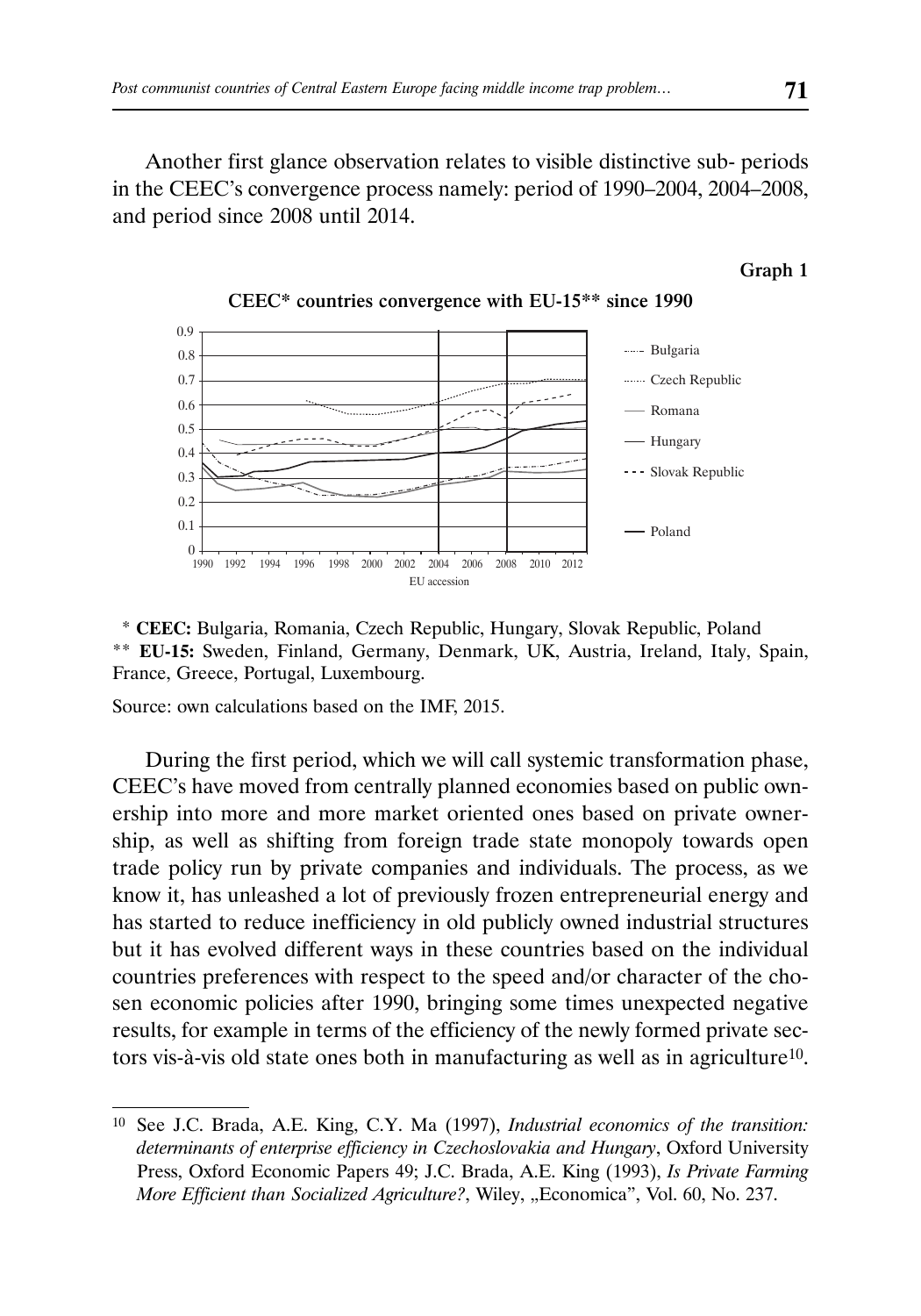Another first glance observation relates to visible distinctive sub- periods in the CEEC's convergence process namely: period of 1990–2004, 2004–2008, and period since 2008 until 2014.

**Graph 1**

**CEEC* countries convergence with EU-15** since 1990**

\* **CEEC:** Bulgaria, Romania, Czech Republic, Hungary, Slovak Republic, Poland
\*\* **EU-15:** Sweden, Finland, Germany, Denmark, UK, Austria, Ireland, Italy, Spain, France, Greece, Portugal, Luxembourg.

Source: own calculations based on the IMF, 2015.

During the first period, which we will call systemic transformation phase, CEEC's have moved from centrally planned economies based on public ownership into more and more market oriented ones based on private ownership, as well as shifting from foreign trade state monopoly towards open trade policy run by private companies and individuals. The process, as we know it, has unleashed a lot of previously frozen entrepreneurial energy and has started to reduce inefficiency in old publicly owned industrial structures but it has evolved different ways in these countries based on the individual countries preferences with respect to the speed and/or character of the chosen economic policies after 1990, bringing some times unexpected negative results, for example in terms of the efficiency of the newly formed private sectors vis-à-vis old state ones both in manufacturing as well as in agriculture[10].

---

[10] See J.C. Brada, A.E. King, C.Y. Ma (1997), *Industrial economics of the transition: determinants of enterprise efficiency in Czechoslovakia and Hungary*, Oxford University Press, Oxford Economic Papers 49; J.C. Brada, A.E. King (1993), *Is Private Farming More Efficient than Socialized Agriculture?*, Wiley, „Economica", Vol. 60, No. 237.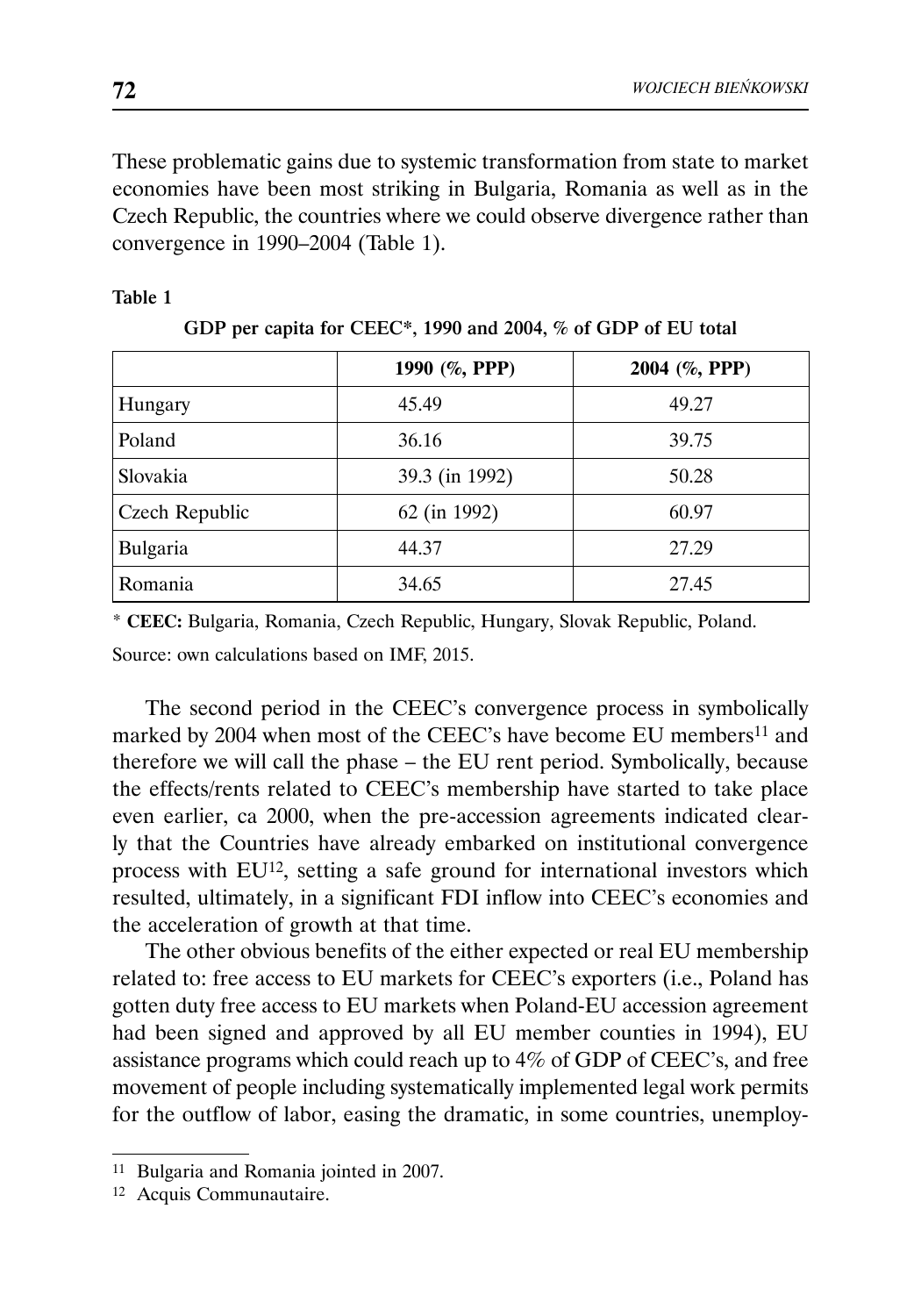These problematic gains due to systemic transformation from state to market economies have been most striking in Bulgaria, Romania as well as in the Czech Republic, the countries where we could observe divergence rather than convergence in 1990–2004 (Table 1).

**Table 1**

**GDP per capita for CEEC\*, 1990 and 2004, % of GDP of EU total**

| | 1990 (%, PPP) | 2004 (%, PPP) |
|---|---|---|
| Hungary | 45.49 | 49.27 |
| Poland | 36.16 | 39.75 |
| Slovakia | 39.3 (in 1992) | 50.28 |
| Czech Republic | 62 (in 1992) | 60.97 |
| Bulgaria | 44.37 | 27.29 |
| Romania | 34.65 | 27.45 |

\* **CEEC:** Bulgaria, Romania, Czech Republic, Hungary, Slovak Republic, Poland.

Source: own calculations based on IMF, 2015.

The second period in the CEEC's convergence process in symbolically marked by 2004 when most of the CEEC's have become EU members[11] and therefore we will call the phase – the EU rent period. Symbolically, because the effects/rents related to CEEC's membership have started to take place even earlier, ca 2000, when the pre-accession agreements indicated clearly that the Countries have already embarked on institutional convergence process with EU[12], setting a safe ground for international investors which resulted, ultimately, in a significant FDI inflow into CEEC's economies and the acceleration of growth at that time.

The other obvious benefits of the either expected or real EU membership related to: free access to EU markets for CEEC's exporters (i.e., Poland has gotten duty free access to EU markets when Poland-EU accession agreement had been signed and approved by all EU member counties in 1994), EU assistance programs which could reach up to 4% of GDP of CEEC's, and free movement of people including systematically implemented legal work permits for the outflow of labor, easing the dramatic, in some countries, unemploy-

[11] Bulgaria and Romania jointed in 2007.

[12] Acquis Communautaire.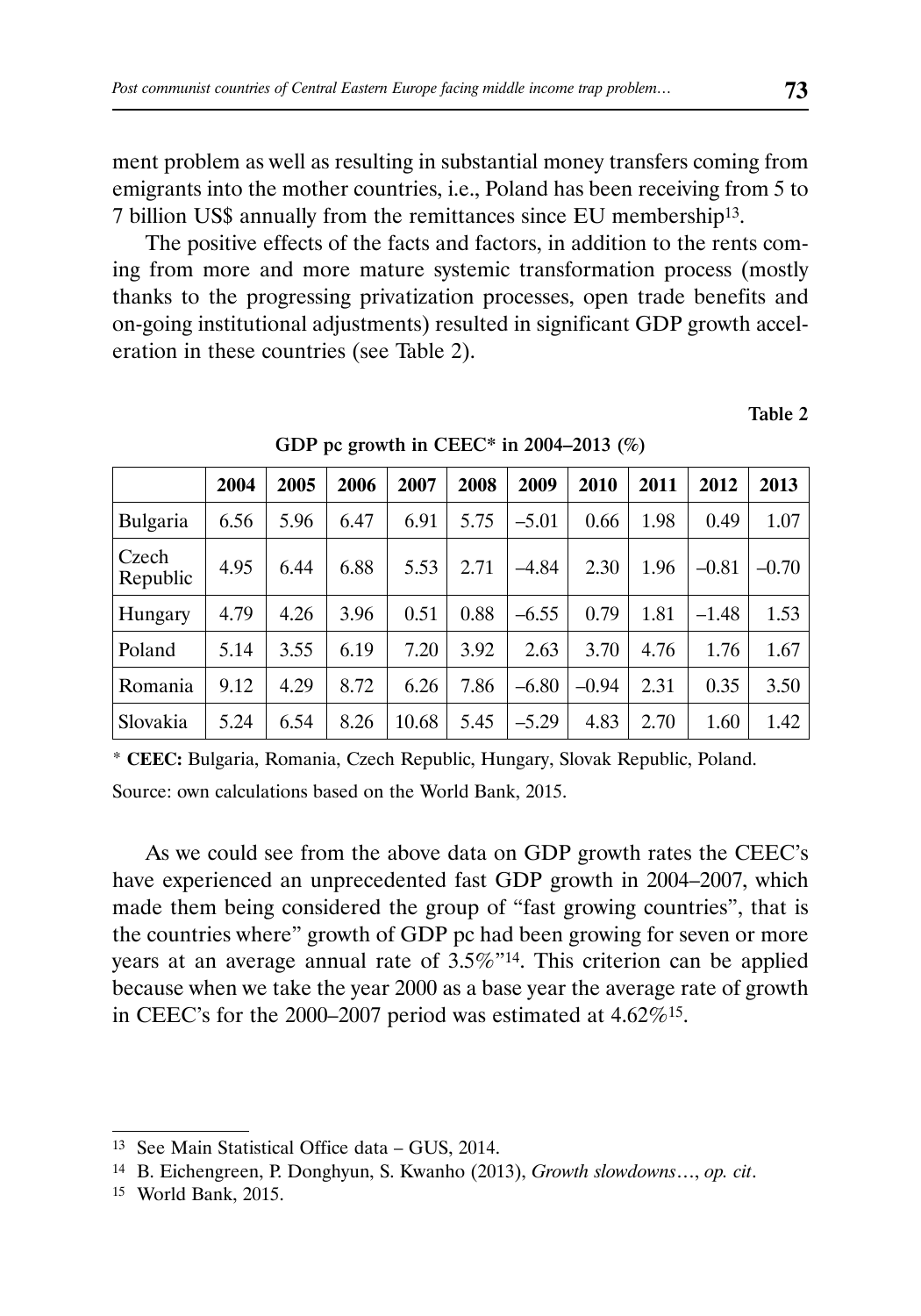ment problem as well as resulting in substantial money transfers coming from emigrants into the mother countries, i.e., Poland has been receiving from 5 to 7 billion US$ annually from the remittances since EU membership[13].

The positive effects of the facts and factors, in addition to the rents coming from more and more mature systemic transformation process (mostly thanks to the progressing privatization processes, open trade benefits and on-going institutional adjustments) resulted in significant GDP growth acceleration in these countries (see Table 2).

**Table 2**

**GDP pc growth in CEEC* in 2004–2013 (%)**

| | 2004 | 2005 | 2006 | 2007 | 2008 | 2009 | 2010 | 2011 | 2012 | 2013 |
|---|---|---|---|---|---|---|---|---|---|---|
| Bulgaria | 6.56 | 5.96 | 6.47 | 6.91 | 5.75 | –5.01 | 0.66 | 1.98 | 0.49 | 1.07 |
| Czech Republic | 4.95 | 6.44 | 6.88 | 5.53 | 2.71 | –4.84 | 2.30 | 1.96 | –0.81 | –0.70 |
| Hungary | 4.79 | 4.26 | 3.96 | 0.51 | 0.88 | –6.55 | 0.79 | 1.81 | –1.48 | 1.53 |
| Poland | 5.14 | 3.55 | 6.19 | 7.20 | 3.92 | 2.63 | 3.70 | 4.76 | 1.76 | 1.67 |
| Romania | 9.12 | 4.29 | 8.72 | 6.26 | 7.86 | –6.80 | –0.94 | 2.31 | 0.35 | 3.50 |
| Slovakia | 5.24 | 6.54 | 8.26 | 10.68 | 5.45 | –5.29 | 4.83 | 2.70 | 1.60 | 1.42 |

* **CEEC:** Bulgaria, Romania, Czech Republic, Hungary, Slovak Republic, Poland.

Source: own calculations based on the World Bank, 2015.

As we could see from the above data on GDP growth rates the CEEC's have experienced an unprecedented fast GDP growth in 2004–2007, which made them being considered the group of "fast growing countries", that is the countries where" growth of GDP pc had been growing for seven or more years at an average annual rate of 3.5%"[14]. This criterion can be applied because when we take the year 2000 as a base year the average rate of growth in CEEC's for the 2000–2007 period was estimated at 4.62%[15].

---

[13] See Main Statistical Office data – GUS, 2014.

[14] B. Eichengreen, P. Donghyun, S. Kwanho (2013), *Growth slowdowns*…, *op. cit*.

[15] World Bank, 2015.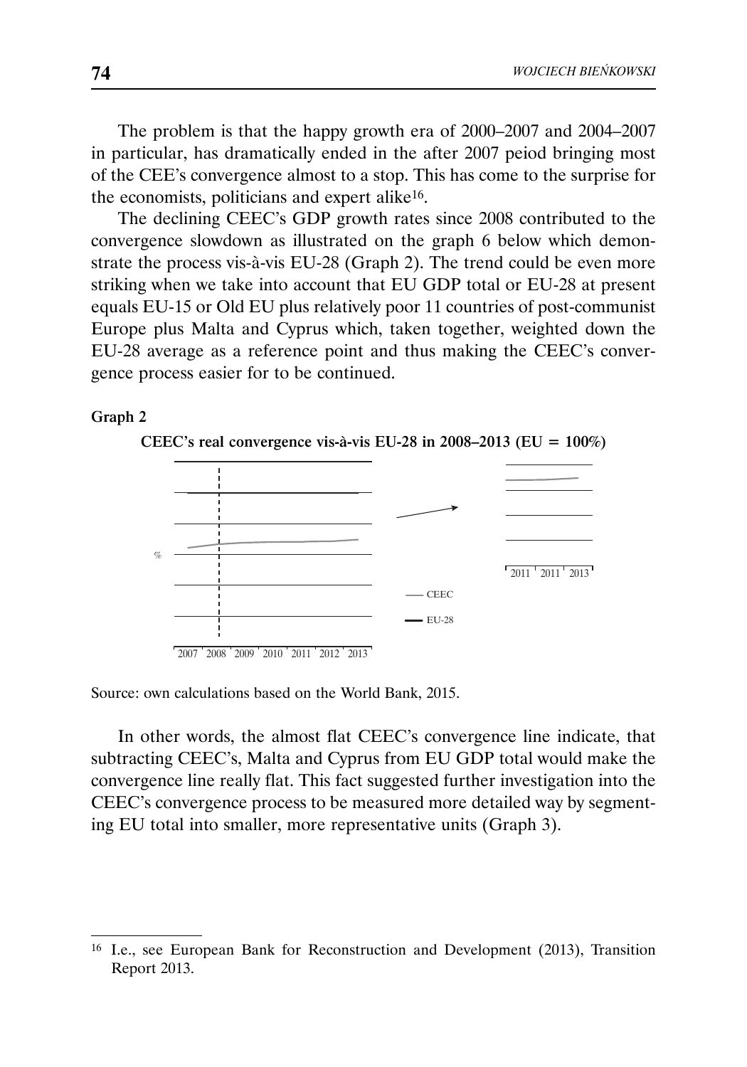The problem is that the happy growth era of 2000–2007 and 2004–2007 in particular, has dramatically ended in the after 2007 peiod bringing most of the CEE's convergence almost to a stop. This has come to the surprise for the economists, politicians and expert alike[16].

The declining CEEC's GDP growth rates since 2008 contributed to the convergence slowdown as illustrated on the graph 6 below which demonstrate the process vis-à-vis EU-28 (Graph 2). The trend could be even more striking when we take into account that EU GDP total or EU-28 at present equals EU-15 or Old EU plus relatively poor 11 countries of post-communist Europe plus Malta and Cyprus which, taken together, weighted down the EU-28 average as a reference point and thus making the CEEC's convergence process easier for to be continued.

**Graph 2**

**CEEC's real convergence vis-à-vis EU-28 in 2008–2013 (EU = 100%)**

%

2007 2008 2009 2010 2011 2012 2013

2011 2011 2013

— CEEC

— EU-28

Source: own calculations based on the World Bank, 2015.

In other words, the almost flat CEEC's convergence line indicate, that subtracting CEEC's, Malta and Cyprus from EU GDP total would make the convergence line really flat. This fact suggested further investigation into the CEEC's convergence process to be measured more detailed way by segmenting EU total into smaller, more representative units (Graph 3).

---

[16] I.e., see European Bank for Reconstruction and Development (2013), Transition Report 2013.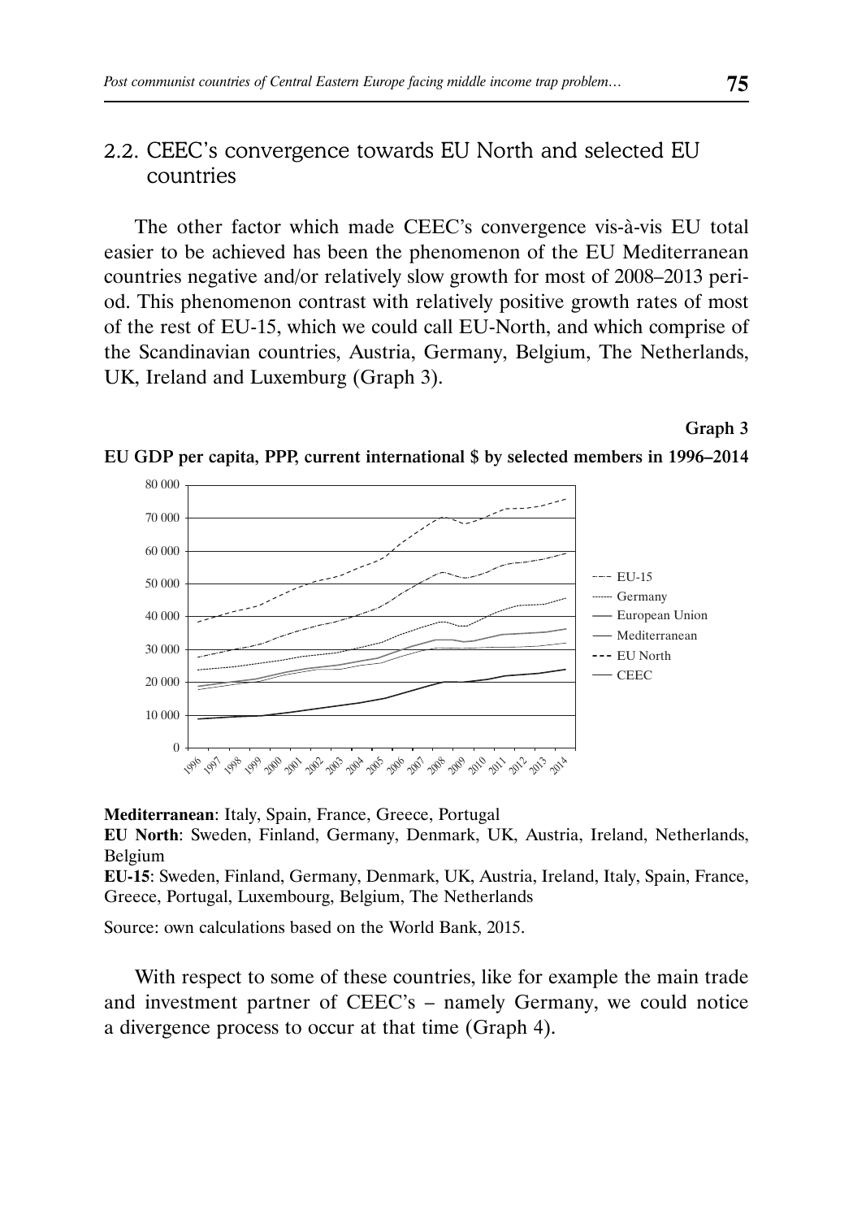## 2.2. CEEC's convergence towards EU North and selected EU countries

The other factor which made CEEC's convergence vis-à-vis EU total easier to be achieved has been the phenomenon of the EU Mediterranean countries negative and/or relatively slow growth for most of 2008–2013 period. This phenomenon contrast with relatively positive growth rates of most of the rest of EU-15, which we could call EU-North, and which comprise of the Scandinavian countries, Austria, Germany, Belgium, The Netherlands, UK, Ireland and Luxemburg (Graph 3).

**Graph 3**

**EU GDP per capita, PPP, current international $ by selected members in 1996–2014**

**Mediterranean**: Italy, Spain, France, Greece, Portugal

**EU North**: Sweden, Finland, Germany, Denmark, UK, Austria, Ireland, Netherlands, Belgium

**EU-15**: Sweden, Finland, Germany, Denmark, UK, Austria, Ireland, Italy, Spain, France, Greece, Portugal, Luxembourg, Belgium, The Netherlands

Source: own calculations based on the World Bank, 2015.

With respect to some of these countries, like for example the main trade and investment partner of CEEC's – namely Germany, we could notice a divergence process to occur at that time (Graph 4).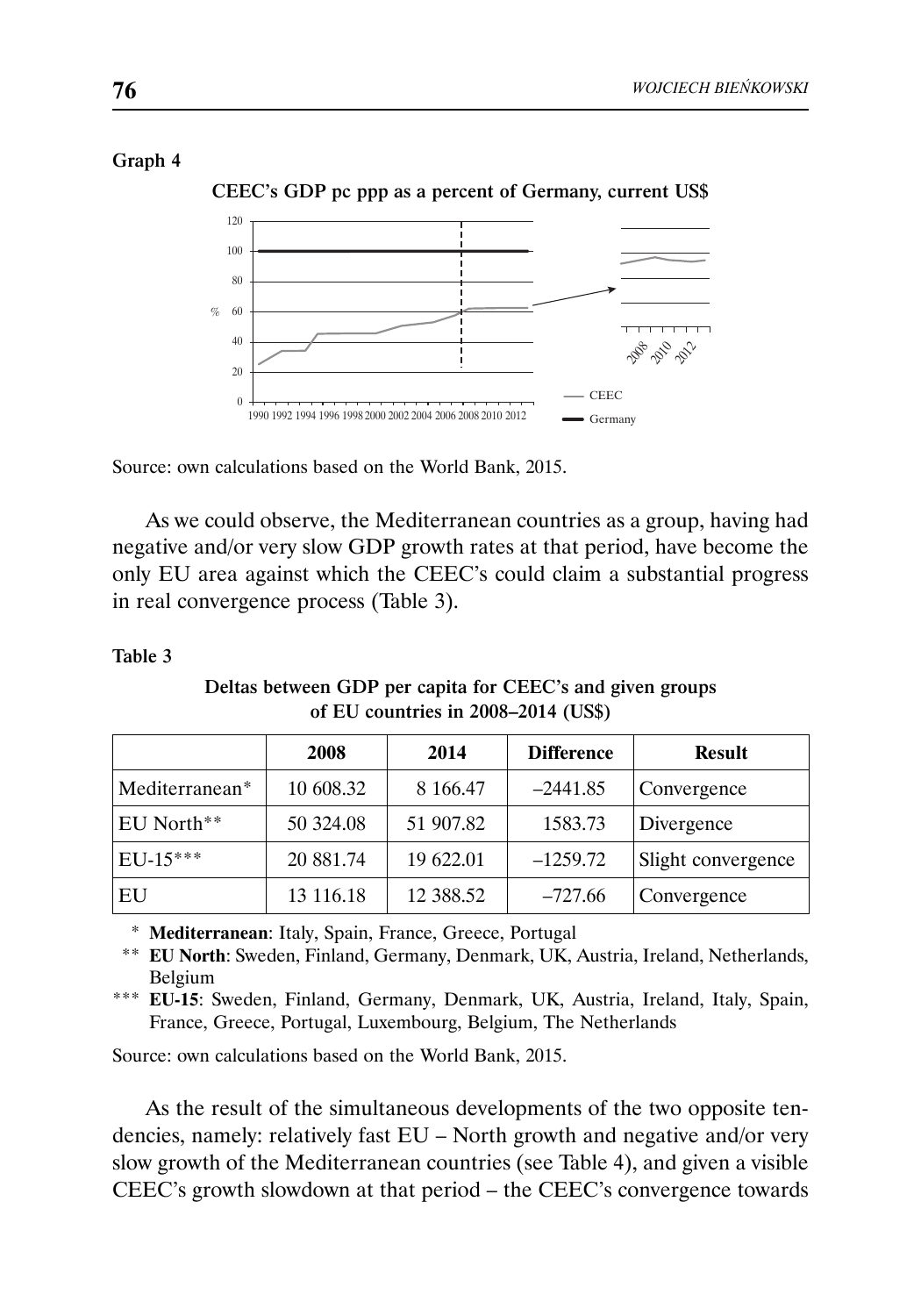**Graph 4**

**CEEC's GDP pc ppp as a percent of Germany, current US$**

Source: own calculations based on the World Bank, 2015.

As we could observe, the Mediterranean countries as a group, having had negative and/or very slow GDP growth rates at that period, have become the only EU area against which the CEEC's could claim a substantial progress in real convergence process (Table 3).

**Table 3**

**Deltas between GDP per capita for CEEC's and given groups of EU countries in 2008–2014 (US$)**

| | 2008 | 2014 | Difference | Result |
|---|---|---|---|---|
| Mediterranean* | 10 608.32 | 8 166.47 | –2441.85 | Convergence |
| EU North** | 50 324.08 | 51 907.82 | 1583.73 | Divergence |
| EU-15*** | 20 881.74 | 19 622.01 | –1259.72 | Slight convergence |
| EU | 13 116.18 | 12 388.52 | –727.66 | Convergence |

\* **Mediterranean**: Italy, Spain, France, Greece, Portugal

\*\* **EU North**: Sweden, Finland, Germany, Denmark, UK, Austria, Ireland, Netherlands, Belgium

\*\*\* **EU-15**: Sweden, Finland, Germany, Denmark, UK, Austria, Ireland, Italy, Spain, France, Greece, Portugal, Luxembourg, Belgium, The Netherlands

Source: own calculations based on the World Bank, 2015.

As the result of the simultaneous developments of the two opposite tendencies, namely: relatively fast EU – North growth and negative and/or very slow growth of the Mediterranean countries (see Table 4), and given a visible CEEC's growth slowdown at that period – the CEEC's convergence towards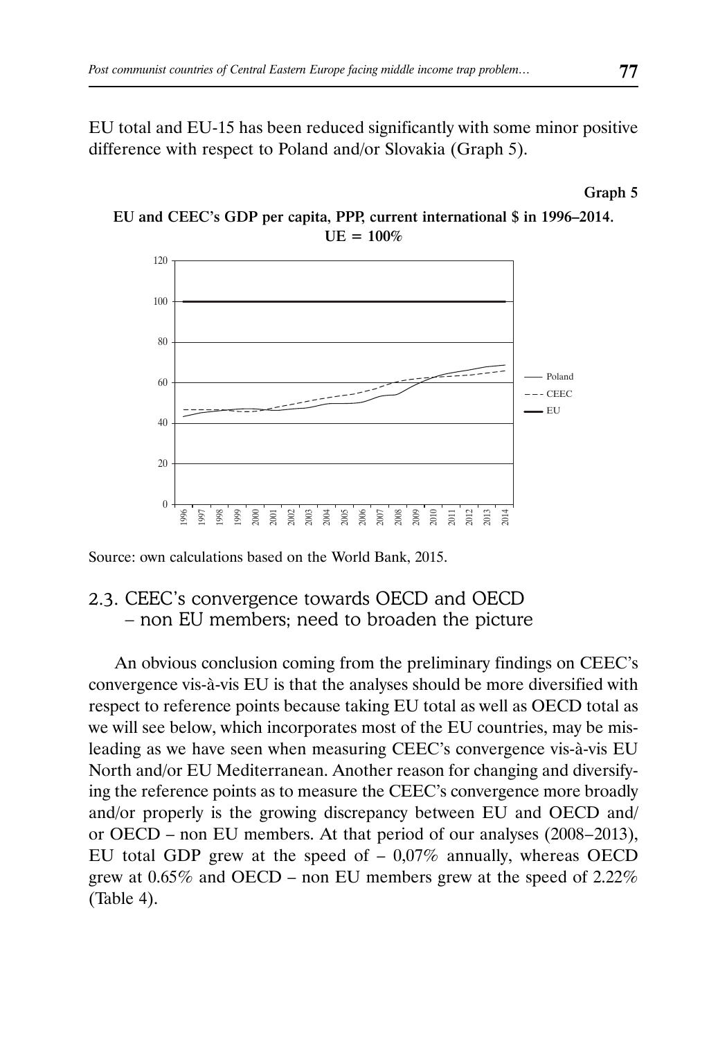EU total and EU-15 has been reduced significantly with some minor positive difference with respect to Poland and/or Slovakia (Graph 5).

**Graph 5**

**EU and CEEC's GDP per capita, PPP, current international \$ in 1996–2014. UE = 100%**

Source: own calculations based on the World Bank, 2015.

## 2.3. CEEC's convergence towards OECD and OECD – non EU members; need to broaden the picture

An obvious conclusion coming from the preliminary findings on CEEC's convergence vis-à-vis EU is that the analyses should be more diversified with respect to reference points because taking EU total as well as OECD total as we will see below, which incorporates most of the EU countries, may be misleading as we have seen when measuring CEEC's convergence vis-à-vis EU North and/or EU Mediterranean. Another reason for changing and diversifying the reference points as to measure the CEEC's convergence more broadly and/or properly is the growing discrepancy between EU and OECD and/or OECD – non EU members. At that period of our analyses (2008–2013), EU total GDP grew at the speed of – 0,07% annually, whereas OECD grew at 0.65% and OECD – non EU members grew at the speed of 2.22% (Table 4).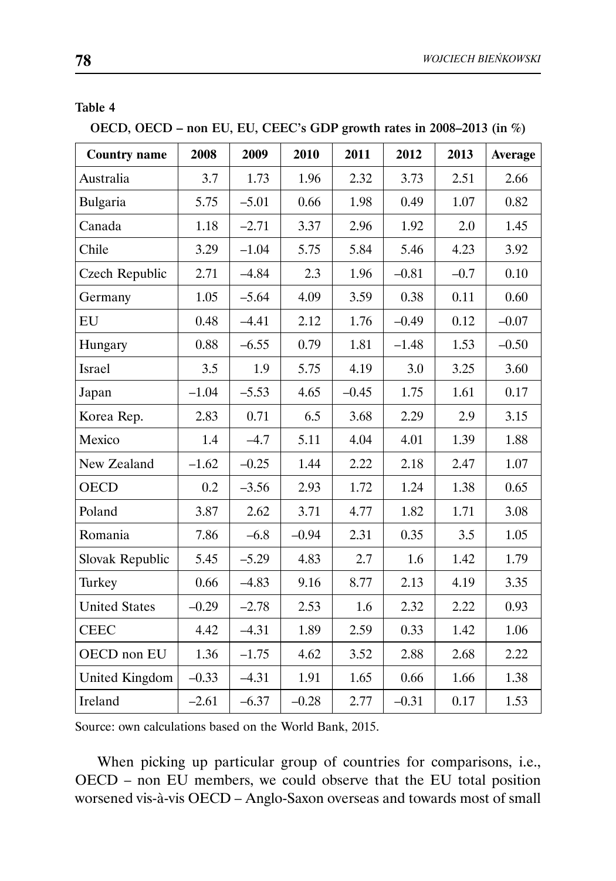**Table 4**

**OECD, OECD – non EU, EU, CEEC's GDP growth rates in 2008–2013 (in %)**

| Country name | 2008 | 2009 | 2010 | 2011 | 2012 | 2013 | Average |
|---|---|---|---|---|---|---|---|
| Australia | 3.7 | 1.73 | 1.96 | 2.32 | 3.73 | 2.51 | 2.66 |
| Bulgaria | 5.75 | –5.01 | 0.66 | 1.98 | 0.49 | 1.07 | 0.82 |
| Canada | 1.18 | –2.71 | 3.37 | 2.96 | 1.92 | 2.0 | 1.45 |
| Chile | 3.29 | –1.04 | 5.75 | 5.84 | 5.46 | 4.23 | 3.92 |
| Czech Republic | 2.71 | –4.84 | 2.3 | 1.96 | –0.81 | –0.7 | 0.10 |
| Germany | 1.05 | –5.64 | 4.09 | 3.59 | 0.38 | 0.11 | 0.60 |
| EU | 0.48 | –4.41 | 2.12 | 1.76 | –0.49 | 0.12 | –0.07 |
| Hungary | 0.88 | –6.55 | 0.79 | 1.81 | –1.48 | 1.53 | –0.50 |
| Israel | 3.5 | 1.9 | 5.75 | 4.19 | 3.0 | 3.25 | 3.60 |
| Japan | –1.04 | –5.53 | 4.65 | –0.45 | 1.75 | 1.61 | 0.17 |
| Korea Rep. | 2.83 | 0.71 | 6.5 | 3.68 | 2.29 | 2.9 | 3.15 |
| Mexico | 1.4 | –4.7 | 5.11 | 4.04 | 4.01 | 1.39 | 1.88 |
| New Zealand | –1.62 | –0.25 | 1.44 | 2.22 | 2.18 | 2.47 | 1.07 |
| OECD | 0.2 | –3.56 | 2.93 | 1.72 | 1.24 | 1.38 | 0.65 |
| Poland | 3.87 | 2.62 | 3.71 | 4.77 | 1.82 | 1.71 | 3.08 |
| Romania | 7.86 | –6.8 | –0.94 | 2.31 | 0.35 | 3.5 | 1.05 |
| Slovak Republic | 5.45 | –5.29 | 4.83 | 2.7 | 1.6 | 1.42 | 1.79 |
| Turkey | 0.66 | –4.83 | 9.16 | 8.77 | 2.13 | 4.19 | 3.35 |
| United States | –0.29 | –2.78 | 2.53 | 1.6 | 2.32 | 2.22 | 0.93 |
| CEEC | 4.42 | –4.31 | 1.89 | 2.59 | 0.33 | 1.42 | 1.06 |
| OECD non EU | 1.36 | –1.75 | 4.62 | 3.52 | 2.88 | 2.68 | 2.22 |
| United Kingdom | –0.33 | –4.31 | 1.91 | 1.65 | 0.66 | 1.66 | 1.38 |
| Ireland | –2.61 | –6.37 | –0.28 | 2.77 | –0.31 | 0.17 | 1.53 |

Source: own calculations based on the World Bank, 2015.

When picking up particular group of countries for comparisons, i.e., OECD – non EU members, we could observe that the EU total position worsened vis-à-vis OECD – Anglo-Saxon overseas and towards most of small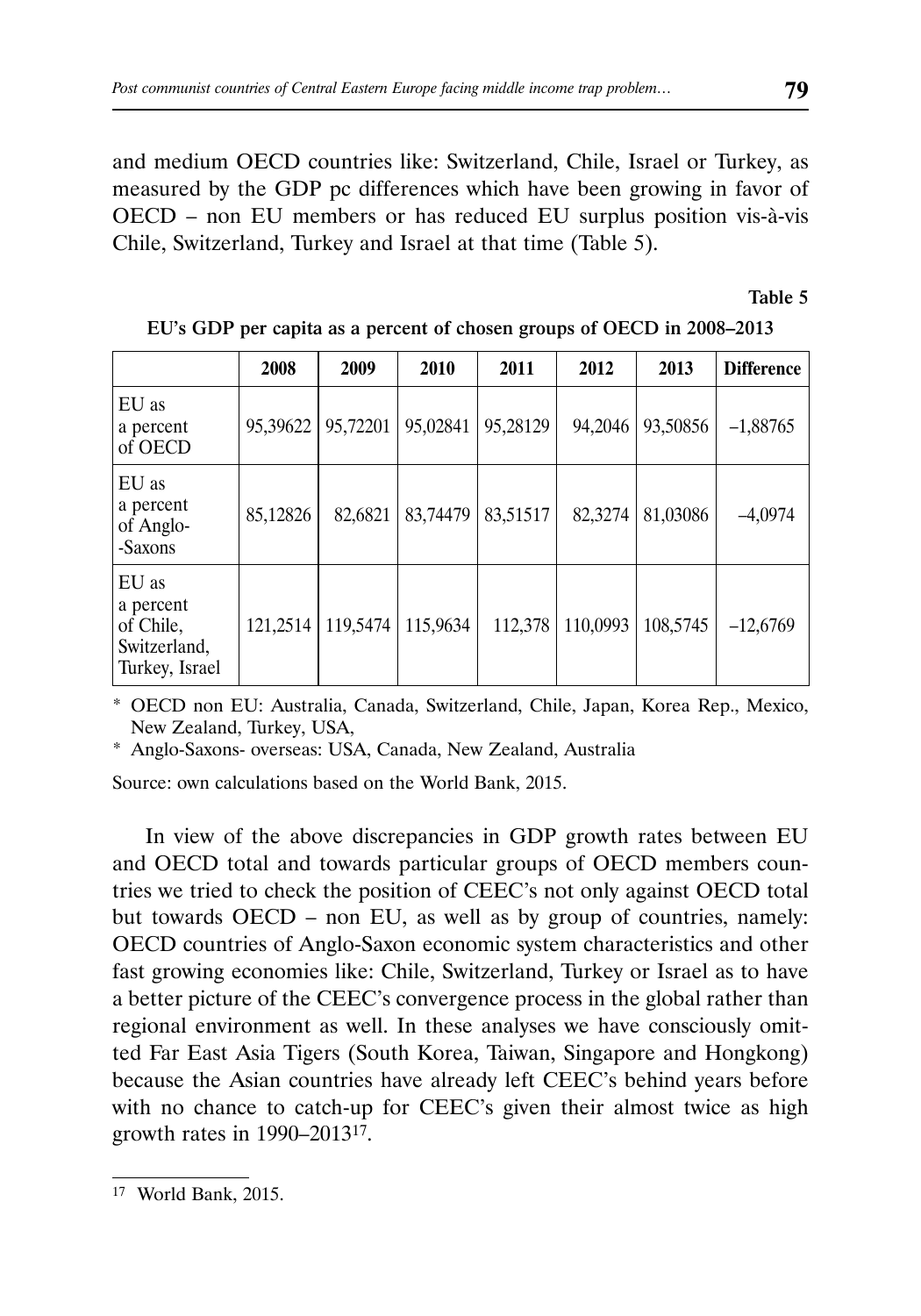and medium OECD countries like: Switzerland, Chile, Israel or Turkey, as measured by the GDP pc differences which have been growing in favor of OECD – non EU members or has reduced EU surplus position vis-à-vis Chile, Switzerland, Turkey and Israel at that time (Table 5).

**Table 5**

**EU's GDP per capita as a percent of chosen groups of OECD in 2008–2013**

| | 2008 | 2009 | 2010 | 2011 | 2012 | 2013 | Difference |
|---|---|---|---|---|---|---|---|
| EU as a percent of OECD | 95,39622 | 95,72201 | 95,02841 | 95,28129 | 94,2046 | 93,50856 | –1,88765 |
| EU as a percent of Anglo-Saxons | 85,12826 | 82,6821 | 83,74479 | 83,51517 | 82,3274 | 81,03086 | –4,0974 |
| EU as a percent of Chile, Switzerland, Turkey, Israel | 121,2514 | 119,5474 | 115,9634 | 112,378 | 110,0993 | 108,5745 | –12,6769 |

\* OECD non EU: Australia, Canada, Switzerland, Chile, Japan, Korea Rep., Mexico, New Zealand, Turkey, USA,

\* Anglo-Saxons- overseas: USA, Canada, New Zealand, Australia

Source: own calculations based on the World Bank, 2015.

In view of the above discrepancies in GDP growth rates between EU and OECD total and towards particular groups of OECD members countries we tried to check the position of CEEC's not only against OECD total but towards OECD – non EU, as well as by group of countries, namely: OECD countries of Anglo-Saxon economic system characteristics and other fast growing economies like: Chile, Switzerland, Turkey or Israel as to have a better picture of the CEEC's convergence process in the global rather than regional environment as well. In these analyses we have consciously omitted Far East Asia Tigers (South Korea, Taiwan, Singapore and Hongkong) because the Asian countries have already left CEEC's behind years before with no chance to catch-up for CEEC's given their almost twice as high growth rates in 1990–2013[17].

---

[17] World Bank, 2015.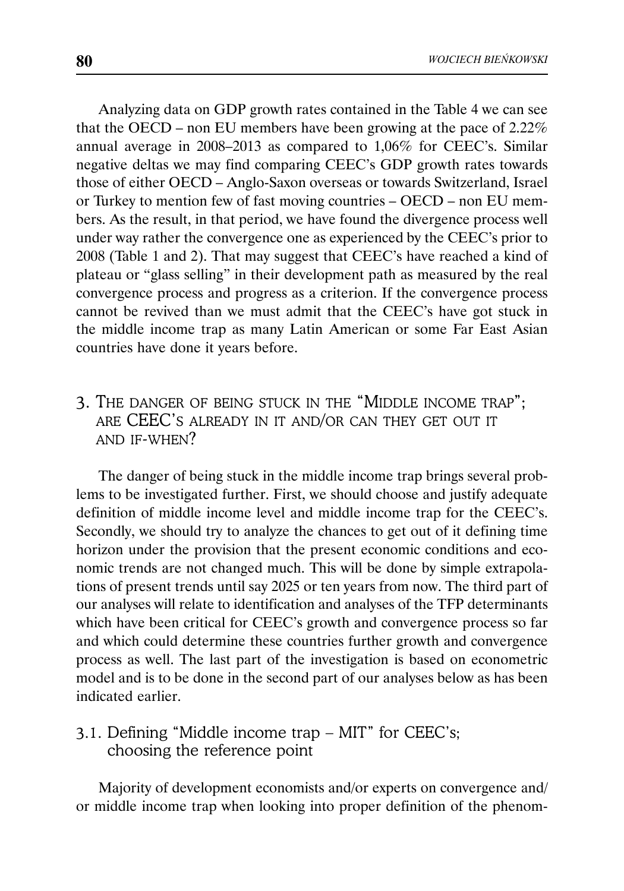Analyzing data on GDP growth rates contained in the Table 4 we can see that the OECD – non EU members have been growing at the pace of 2.22% annual average in 2008–2013 as compared to 1,06% for CEEC's. Similar negative deltas we may find comparing CEEC's GDP growth rates towards those of either OECD – Anglo-Saxon overseas or towards Switzerland, Israel or Turkey to mention few of fast moving countries – OECD – non EU members. As the result, in that period, we have found the divergence process well under way rather the convergence one as experienced by the CEEC's prior to 2008 (Table 1 and 2). That may suggest that CEEC's have reached a kind of plateau or "glass selling" in their development path as measured by the real convergence process and progress as a criterion. If the convergence process cannot be revived than we must admit that the CEEC's have got stuck in the middle income trap as many Latin American or some Far East Asian countries have done it years before.

## 3. The danger of being stuck in the "Middle income trap"; are CEEC's already in it and/or can they get out it and if-when?

The danger of being stuck in the middle income trap brings several problems to be investigated further. First, we should choose and justify adequate definition of middle income level and middle income trap for the CEEC's. Secondly, we should try to analyze the chances to get out of it defining time horizon under the provision that the present economic conditions and economic trends are not changed much. This will be done by simple extrapolations of present trends until say 2025 or ten years from now. The third part of our analyses will relate to identification and analyses of the TFP determinants which have been critical for CEEC's growth and convergence process so far and which could determine these countries further growth and convergence process as well. The last part of the investigation is based on econometric model and is to be done in the second part of our analyses below as has been indicated earlier.

### 3.1. Defining "Middle income trap – MIT" for CEEC's; choosing the reference point

Majority of development economists and/or experts on convergence and/or middle income trap when looking into proper definition of the phenom-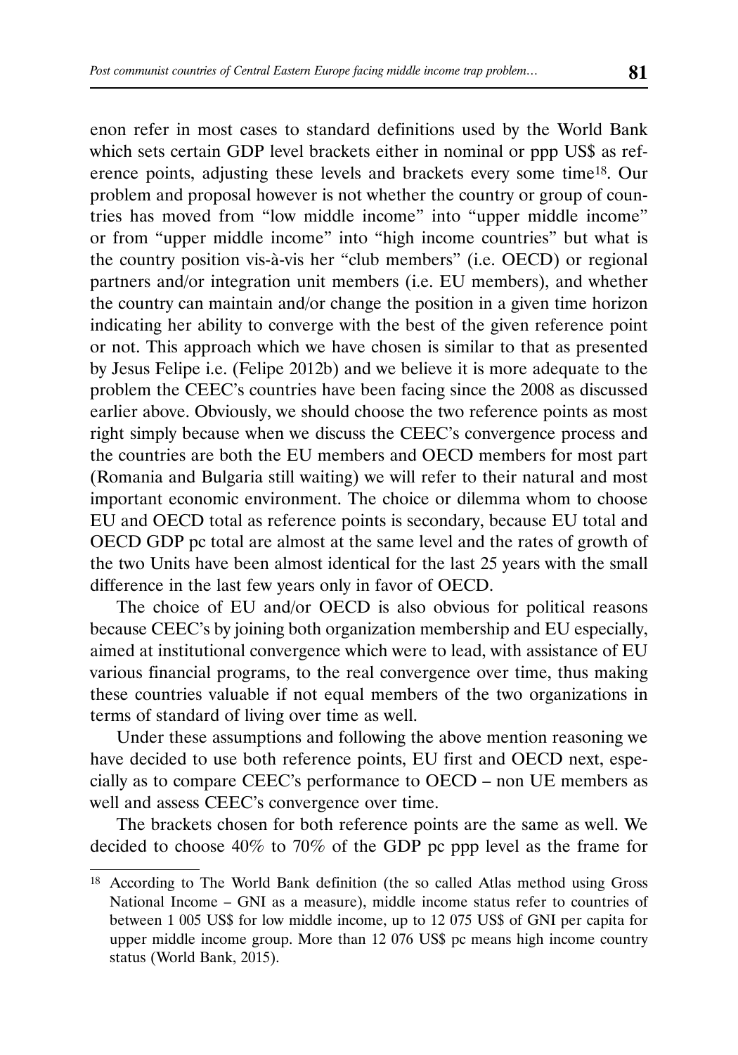enon refer in most cases to standard definitions used by the World Bank which sets certain GDP level brackets either in nominal or ppp US$ as reference points, adjusting these levels and brackets every some time[18]. Our problem and proposal however is not whether the country or group of countries has moved from "low middle income" into "upper middle income" or from "upper middle income" into "high income countries" but what is the country position vis-à-vis her "club members" (i.e. OECD) or regional partners and/or integration unit members (i.e. EU members), and whether the country can maintain and/or change the position in a given time horizon indicating her ability to converge with the best of the given reference point or not. This approach which we have chosen is similar to that as presented by Jesus Felipe i.e. (Felipe 2012b) and we believe it is more adequate to the problem the CEEC's countries have been facing since the 2008 as discussed earlier above. Obviously, we should choose the two reference points as most right simply because when we discuss the CEEC's convergence process and the countries are both the EU members and OECD members for most part (Romania and Bulgaria still waiting) we will refer to their natural and most important economic environment. The choice or dilemma whom to choose EU and OECD total as reference points is secondary, because EU total and OECD GDP pc total are almost at the same level and the rates of growth of the two Units have been almost identical for the last 25 years with the small difference in the last few years only in favor of OECD.

The choice of EU and/or OECD is also obvious for political reasons because CEEC's by joining both organization membership and EU especially, aimed at institutional convergence which were to lead, with assistance of EU various financial programs, to the real convergence over time, thus making these countries valuable if not equal members of the two organizations in terms of standard of living over time as well.

Under these assumptions and following the above mention reasoning we have decided to use both reference points, EU first and OECD next, especially as to compare CEEC's performance to OECD – non UE members as well and assess CEEC's convergence over time.

The brackets chosen for both reference points are the same as well. We decided to choose 40% to 70% of the GDP pc ppp level as the frame for

[18] According to The World Bank definition (the so called Atlas method using Gross National Income – GNI as a measure), middle income status refer to countries of between 1 005 US$ for low middle income, up to 12 075 US$ of GNI per capita for upper middle income group. More than 12 076 US$ pc means high income country status (World Bank, 2015).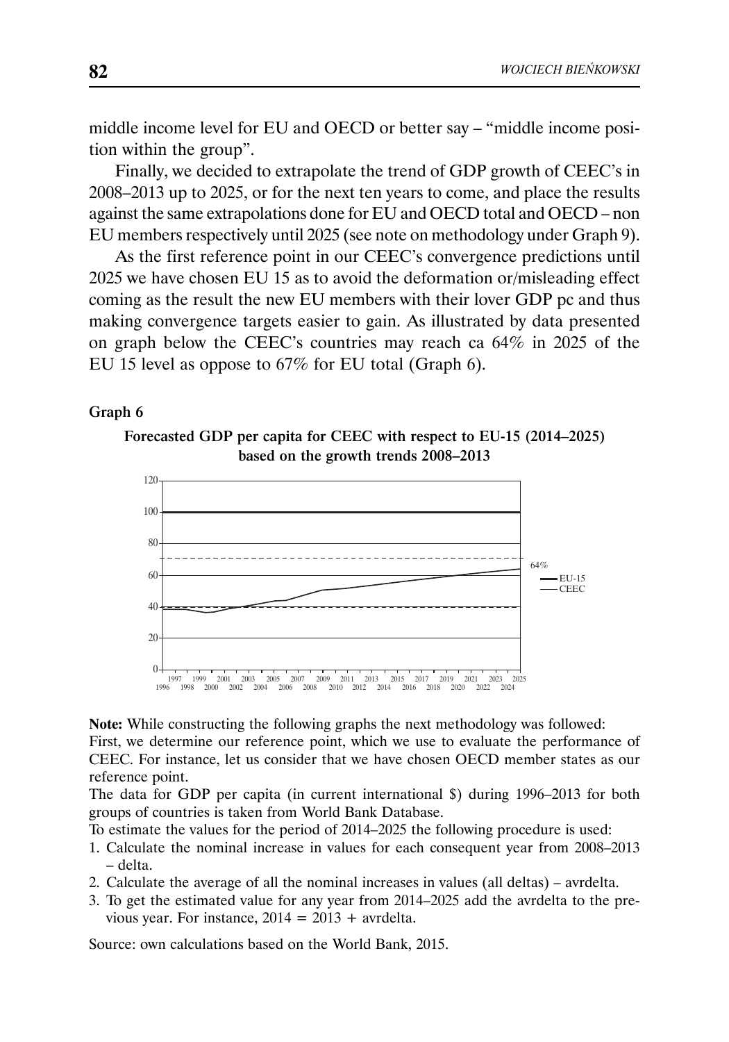middle income level for EU and OECD or better say – "middle income position within the group".

Finally, we decided to extrapolate the trend of GDP growth of CEEC's in 2008–2013 up to 2025, or for the next ten years to come, and place the results against the same extrapolations done for EU and OECD total and OECD – non EU members respectively until 2025 (see note on methodology under Graph 9).

As the first reference point in our CEEC's convergence predictions until 2025 we have chosen EU 15 as to avoid the deformation or/misleading effect coming as the result the new EU members with their lover GDP pc and thus making convergence targets easier to gain. As illustrated by data presented on graph below the CEEC's countries may reach ca 64% in 2025 of the EU 15 level as oppose to 67% for EU total (Graph 6).

**Graph 6**

**Forecasted GDP per capita for CEEC with respect to EU-15 (2014–2025) based on the growth trends 2008–2013**

**Note:** While constructing the following graphs the next methodology was followed:
First, we determine our reference point, which we use to evaluate the performance of CEEC. For instance, let us consider that we have chosen OECD member states as our reference point.
The data for GDP per capita (in current international $) during 1996–2013 for both groups of countries is taken from World Bank Database.
To estimate the values for the period of 2014–2025 the following procedure is used:

1. Calculate the nominal increase in values for each consequent year from 2008–2013 – delta.
2. Calculate the average of all the nominal increases in values (all deltas) – avrdelta.
3. To get the estimated value for any year from 2014–2025 add the avrdelta to the previous year. For instance, 2014 = 2013 + avrdelta.

Source: own calculations based on the World Bank, 2015.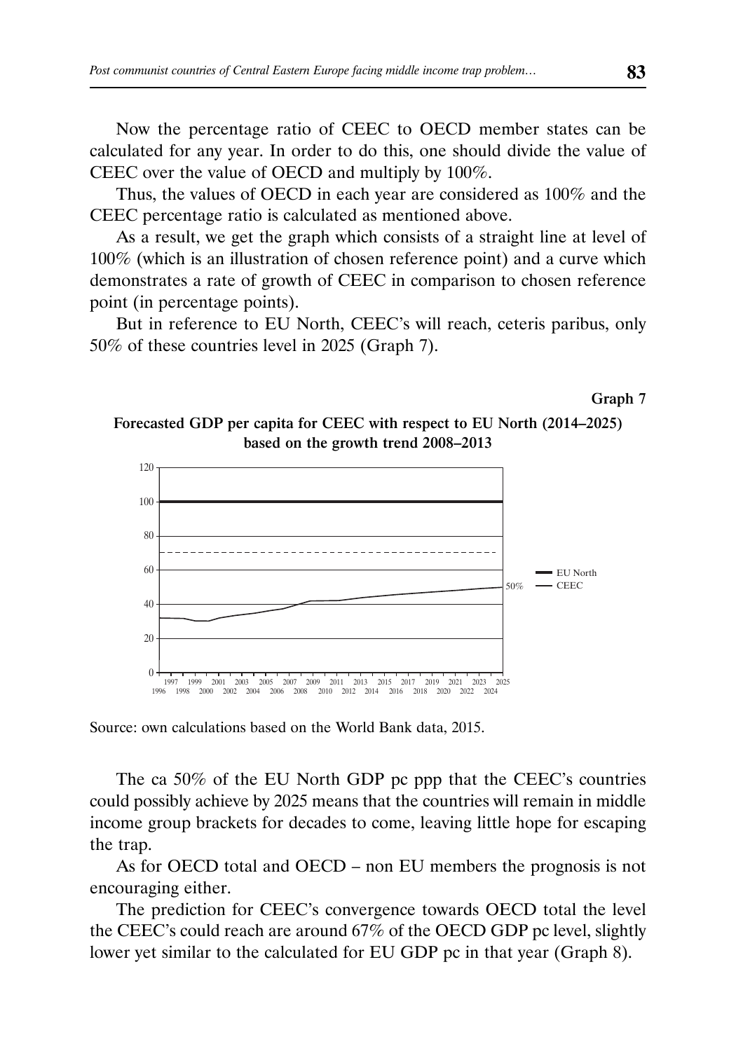Now the percentage ratio of CEEC to OECD member states can be calculated for any year. In order to do this, one should divide the value of CEEC over the value of OECD and multiply by 100%.

Thus, the values of OECD in each year are considered as 100% and the CEEC percentage ratio is calculated as mentioned above.

As a result, we get the graph which consists of a straight line at level of 100% (which is an illustration of chosen reference point) and a curve which demonstrates a rate of growth of CEEC in comparison to chosen reference point (in percentage points).

But in reference to EU North, CEEC's will reach, ceteris paribus, only 50% of these countries level in 2025 (Graph 7).

**Graph 7**

**Forecasted GDP per capita for CEEC with respect to EU North (2014–2025) based on the growth trend 2008–2013**

Source: own calculations based on the World Bank data, 2015.

The ca 50% of the EU North GDP pc ppp that the CEEC's countries could possibly achieve by 2025 means that the countries will remain in middle income group brackets for decades to come, leaving little hope for escaping the trap.

As for OECD total and OECD – non EU members the prognosis is not encouraging either.

The prediction for CEEC's convergence towards OECD total the level the CEEC's could reach are around 67% of the OECD GDP pc level, slightly lower yet similar to the calculated for EU GDP pc in that year (Graph 8).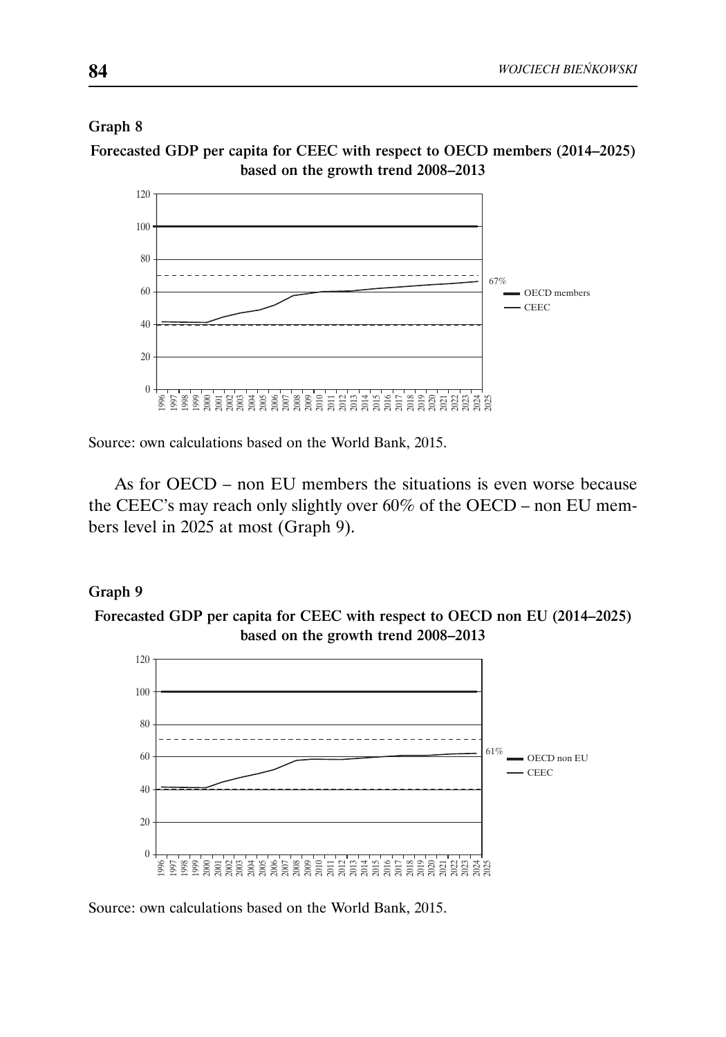**Graph 8**

**Forecasted GDP per capita for CEEC with respect to OECD members (2014–2025) based on the growth trend 2008–2013**

Source: own calculations based on the World Bank, 2015.

As for OECD – non EU members the situations is even worse because the CEEC's may reach only slightly over 60% of the OECD – non EU members level in 2025 at most (Graph 9).

**Graph 9**

**Forecasted GDP per capita for CEEC with respect to OECD non EU (2014–2025) based on the growth trend 2008–2013**

Source: own calculations based on the World Bank, 2015.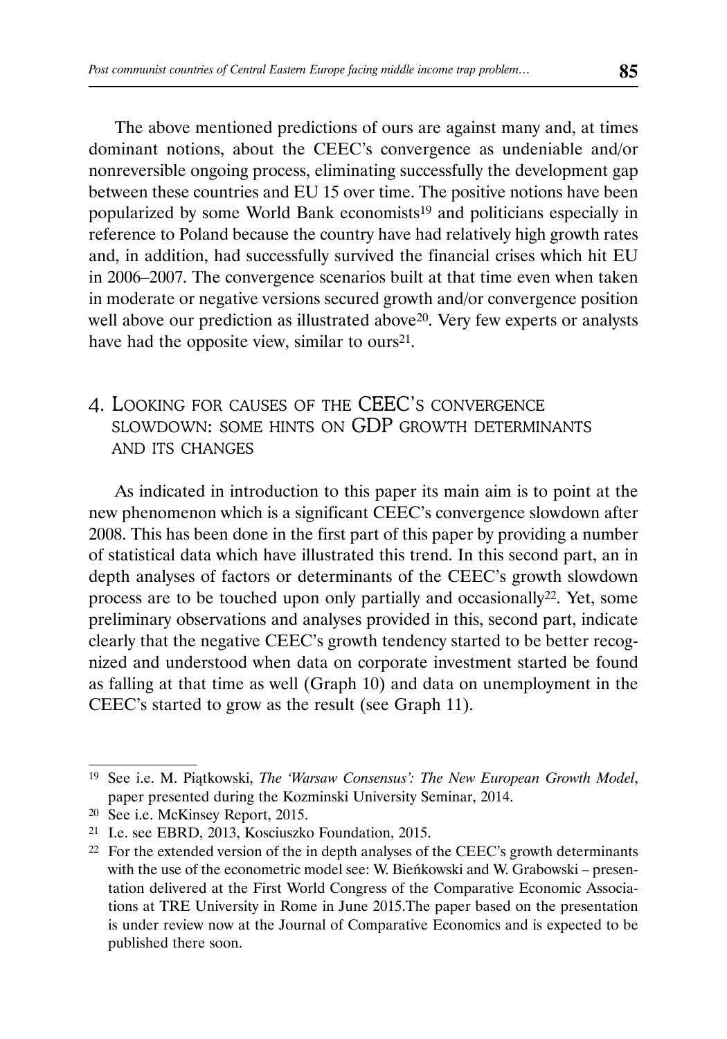The above mentioned predictions of ours are against many and, at times dominant notions, about the CEEC's convergence as undeniable and/or nonreversible ongoing process, eliminating successfully the development gap between these countries and EU 15 over time. The positive notions have been popularized by some World Bank economists[19] and politicians especially in reference to Poland because the country have had relatively high growth rates and, in addition, had successfully survived the financial crises which hit EU in 2006–2007. The convergence scenarios built at that time even when taken in moderate or negative versions secured growth and/or convergence position well above our prediction as illustrated above[20]. Very few experts or analysts have had the opposite view, similar to ours[21].

## 4. Looking for causes of the CEEC's convergence slowdown: some hints on GDP growth determinants and its changes

As indicated in introduction to this paper its main aim is to point at the new phenomenon which is a significant CEEC's convergence slowdown after 2008. This has been done in the first part of this paper by providing a number of statistical data which have illustrated this trend. In this second part, an in depth analyses of factors or determinants of the CEEC's growth slowdown process are to be touched upon only partially and occasionally[22]. Yet, some preliminary observations and analyses provided in this, second part, indicate clearly that the negative CEEC's growth tendency started to be better recognized and understood when data on corporate investment started be found as falling at that time as well (Graph 10) and data on unemployment in the CEEC's started to grow as the result (see Graph 11).

---

[19] See i.e. M. Piątkowski, *The 'Warsaw Consensus': The New European Growth Model*, paper presented during the Kozminski University Seminar, 2014.

[20] See i.e. McKinsey Report, 2015.

[21] I.e. see EBRD, 2013, Kosciuszko Foundation, 2015.

[22] For the extended version of the in depth analyses of the CEEC's growth determinants with the use of the econometric model see: W. Bieńkowski and W. Grabowski – presentation delivered at the First World Congress of the Comparative Economic Associations at TRE University in Rome in June 2015.The paper based on the presentation is under review now at the Journal of Comparative Economics and is expected to be published there soon.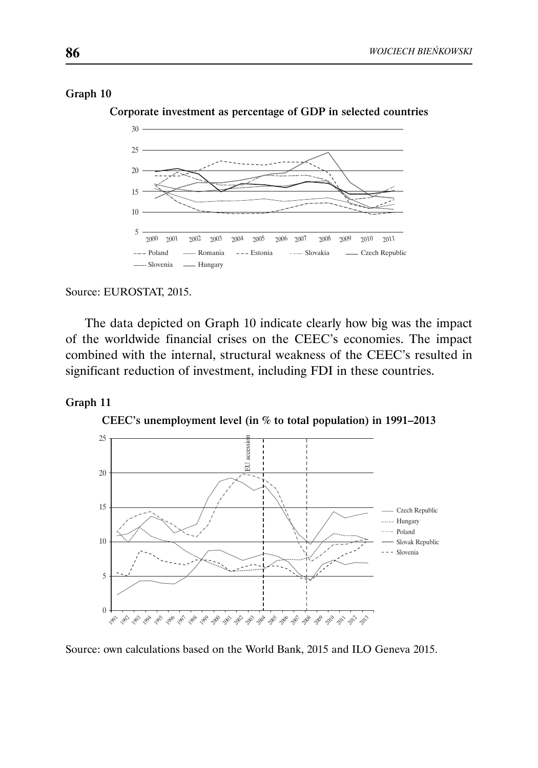**Graph 10**

**Corporate investment as percentage of GDP in selected countries**

Source: EUROSTAT, 2015.

The data depicted on Graph 10 indicate clearly how big was the impact of the worldwide financial crises on the CEEC's economies. The impact combined with the internal, structural weakness of the CEEC's resulted in significant reduction of investment, including FDI in these countries.

**Graph 11**

**CEEC's unemployment level (in % to total population) in 1991–2013**

Source: own calculations based on the World Bank, 2015 and ILO Geneva 2015.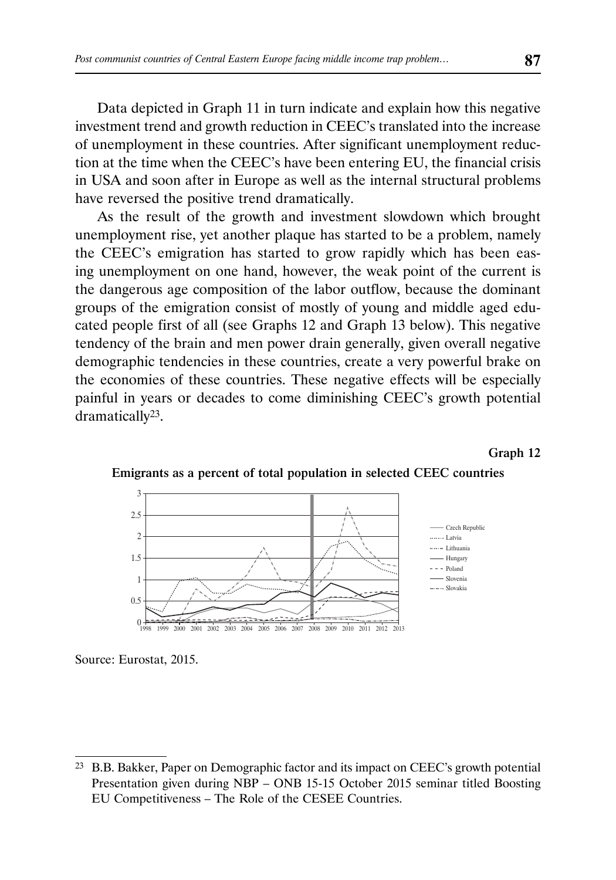Data depicted in Graph 11 in turn indicate and explain how this negative investment trend and growth reduction in CEEC's translated into the increase of unemployment in these countries. After significant unemployment reduction at the time when the CEEC's have been entering EU, the financial crisis in USA and soon after in Europe as well as the internal structural problems have reversed the positive trend dramatically.

As the result of the growth and investment slowdown which brought unemployment rise, yet another plaque has started to be a problem, namely the CEEC's emigration has started to grow rapidly which has been easing unemployment on one hand, however, the weak point of the current is the dangerous age composition of the labor outflow, because the dominant groups of the emigration consist of mostly of young and middle aged educated people first of all (see Graphs 12 and Graph 13 below). This negative tendency of the brain and men power drain generally, given overall negative demographic tendencies in these countries, create a very powerful brake on the economies of these countries. These negative effects will be especially painful in years or decades to come diminishing CEEC's growth potential dramatically[23].

**Graph 12**

**Emigrants as a percent of total population in selected CEEC countries**

Source: Eurostat, 2015.

---

[23] B.B. Bakker, Paper on Demographic factor and its impact on CEEC's growth potential Presentation given during NBP – ONB 15-15 October 2015 seminar titled Boosting EU Competitiveness – The Role of the CESEE Countries.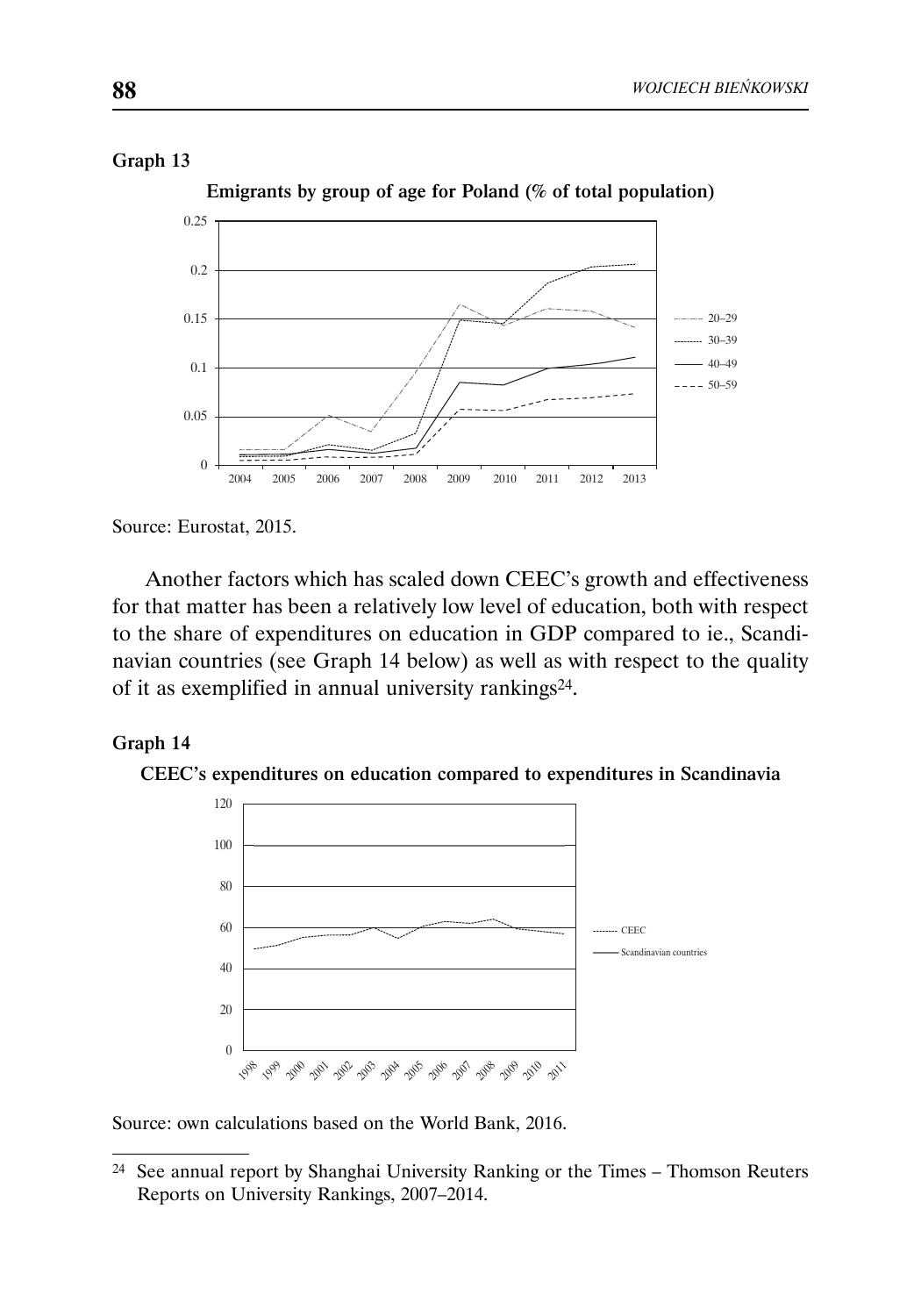**Graph 13**

**Emigrants by group of age for Poland (% of total population)**

Source: Eurostat, 2015.

Another factors which has scaled down CEEC's growth and effectiveness for that matter has been a relatively low level of education, both with respect to the share of expenditures on education in GDP compared to ie., Scandinavian countries (see Graph 14 below) as well as with respect to the quality of it as exemplified in annual university rankings[24].

**Graph 14**

**CEEC's expenditures on education compared to expenditures in Scandinavia**

Source: own calculations based on the World Bank, 2016.

---

[24] See annual report by Shanghai University Ranking or the Times – Thomson Reuters Reports on University Rankings, 2007–2014.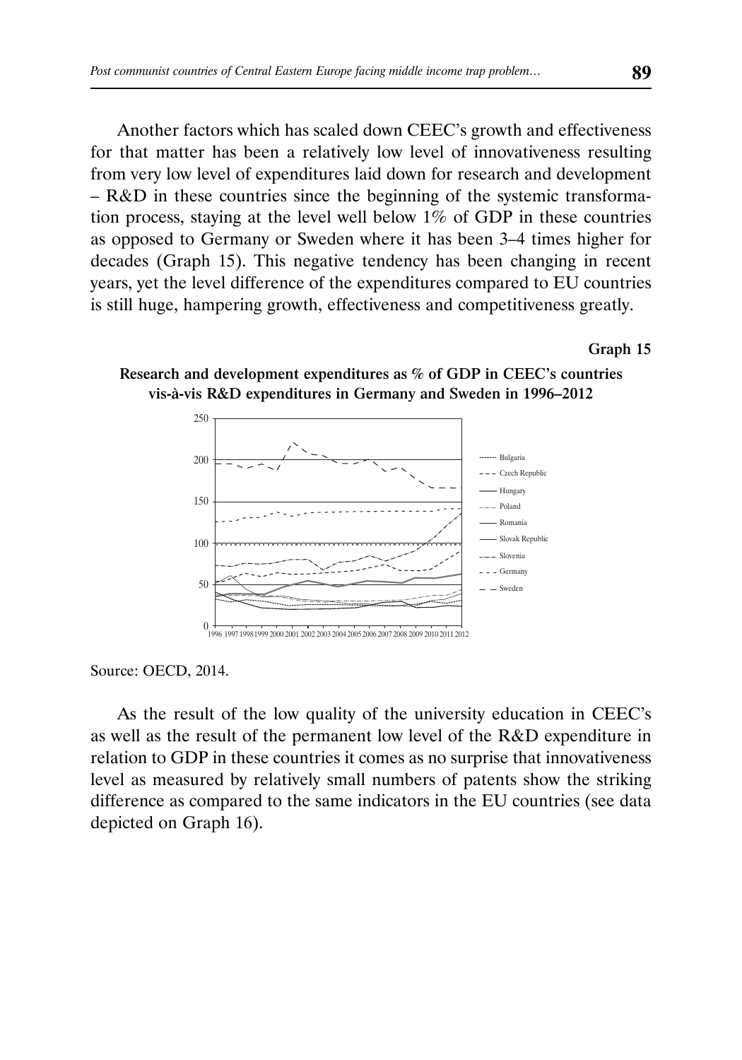Another factors which has scaled down CEEC's growth and effectiveness for that matter has been a relatively low level of innovativeness resulting from very low level of expenditures laid down for research and development – R&D in these countries since the beginning of the systemic transformation process, staying at the level well below 1% of GDP in these countries as opposed to Germany or Sweden where it has been 3–4 times higher for decades (Graph 15). This negative tendency has been changing in recent years, yet the level difference of the expenditures compared to EU countries is still huge, hampering growth, effectiveness and competitiveness greatly.

**Graph 15**

**Research and development expenditures as % of GDP in CEEC's countries vis-à-vis R&D expenditures in Germany and Sweden in 1996–2012**

Source: OECD, 2014.

As the result of the low quality of the university education in CEEC's as well as the result of the permanent low level of the R&D expenditure in relation to GDP in these countries it comes as no surprise that innovativeness level as measured by relatively small numbers of patents show the striking difference as compared to the same indicators in the EU countries (see data depicted on Graph 16).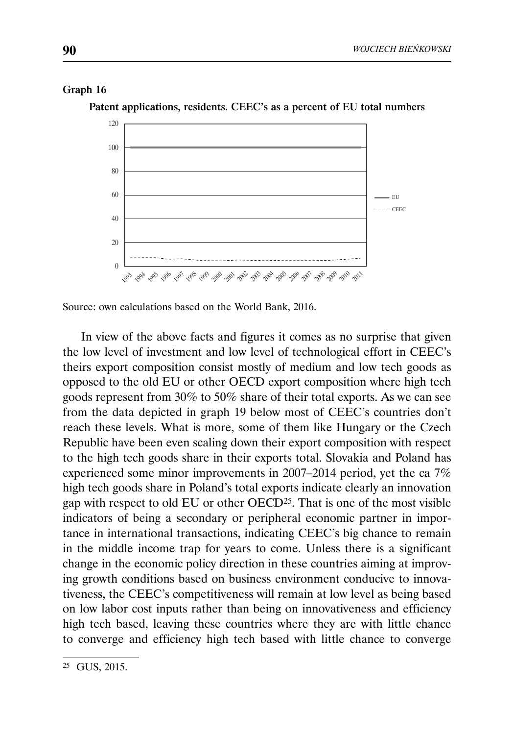**Graph 16**

**Patent applications, residents. CEEC's as a percent of EU total numbers**

Source: own calculations based on the World Bank, 2016.

In view of the above facts and figures it comes as no surprise that given the low level of investment and low level of technological effort in CEEC's theirs export composition consist mostly of medium and low tech goods as opposed to the old EU or other OECD export composition where high tech goods represent from 30% to 50% share of their total exports. As we can see from the data depicted in graph 19 below most of CEEC's countries don't reach these levels. What is more, some of them like Hungary or the Czech Republic have been even scaling down their export composition with respect to the high tech goods share in their exports total. Slovakia and Poland has experienced some minor improvements in 2007–2014 period, yet the ca 7% high tech goods share in Poland's total exports indicate clearly an innovation gap with respect to old EU or other OECD[25]. That is one of the most visible indicators of being a secondary or peripheral economic partner in importance in international transactions, indicating CEEC's big chance to remain in the middle income trap for years to come. Unless there is a significant change in the economic policy direction in these countries aiming at improving growth conditions based on business environment conducive to innovativeness, the CEEC's competitiveness will remain at low level as being based on low labor cost inputs rather than being on innovativeness and efficiency high tech based, leaving these countries where they are with little chance to converge and efficiency high tech based with little chance to converge

[25] GUS, 2015.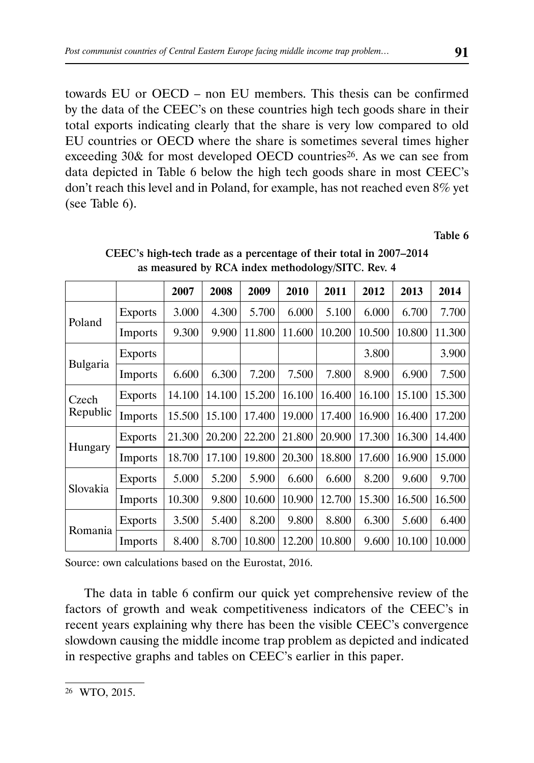towards EU or OECD – non EU members. This thesis can be confirmed by the data of the CEEC's on these countries high tech goods share in their total exports indicating clearly that the share is very low compared to old EU countries or OECD where the share is sometimes several times higher exceeding 30& for most developed OECD countries[26]. As we can see from data depicted in Table 6 below the high tech goods share in most CEEC's don't reach this level and in Poland, for example, has not reached even 8% yet (see Table 6).

**Table 6**

**CEEC's high-tech trade as a percentage of their total in 2007–2014 as measured by RCA index methodology/SITC. Rev. 4**

| | | 2007 | 2008 | 2009 | 2010 | 2011 | 2012 | 2013 | 2014 |
|---|---|---|---|---|---|---|---|---|---|
| Poland | Exports | 3.000 | 4.300 | 5.700 | 6.000 | 5.100 | 6.000 | 6.700 | 7.700 |
| | Imports | 9.300 | 9.900 | 11.800 | 11.600 | 10.200 | 10.500 | 10.800 | 11.300 |
| Bulgaria | Exports | | | | | | 3.800 | | 3.900 |
| | Imports | 6.600 | 6.300 | 7.200 | 7.500 | 7.800 | 8.900 | 6.900 | 7.500 |
| Czech Republic | Exports | 14.100 | 14.100 | 15.200 | 16.100 | 16.400 | 16.100 | 15.100 | 15.300 |
| | Imports | 15.500 | 15.100 | 17.400 | 19.000 | 17.400 | 16.900 | 16.400 | 17.200 |
| Hungary | Exports | 21.300 | 20.200 | 22.200 | 21.800 | 20.900 | 17.300 | 16.300 | 14.400 |
| | Imports | 18.700 | 17.100 | 19.800 | 20.300 | 18.800 | 17.600 | 16.900 | 15.000 |
| Slovakia | Exports | 5.000 | 5.200 | 5.900 | 6.600 | 6.600 | 8.200 | 9.600 | 9.700 |
| | Imports | 10.300 | 9.800 | 10.600 | 10.900 | 12.700 | 15.300 | 16.500 | 16.500 |
| Romania | Exports | 3.500 | 5.400 | 8.200 | 9.800 | 8.800 | 6.300 | 5.600 | 6.400 |
| | Imports | 8.400 | 8.700 | 10.800 | 12.200 | 10.800 | 9.600 | 10.100 | 10.000 |

Source: own calculations based on the Eurostat, 2016.

The data in table 6 confirm our quick yet comprehensive review of the factors of growth and weak competitiveness indicators of the CEEC's in recent years explaining why there has been the visible CEEC's convergence slowdown causing the middle income trap problem as depicted and indicated in respective graphs and tables on CEEC's earlier in this paper.

---

[26] WTO, 2015.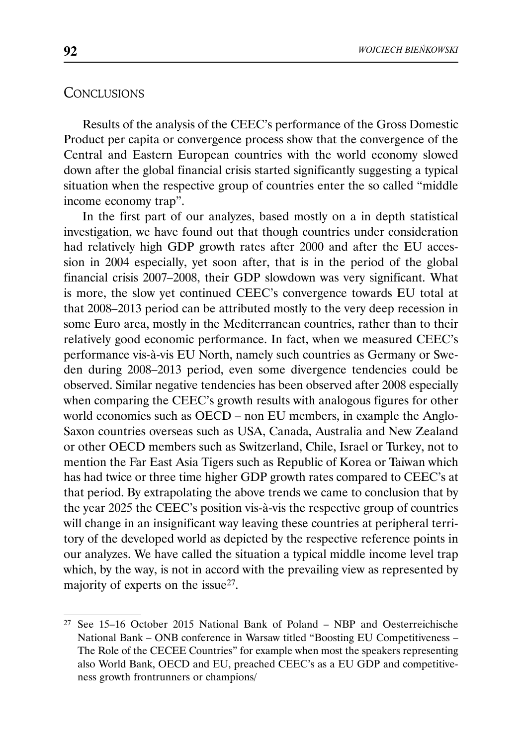## Conclusions

Results of the analysis of the CEEC's performance of the Gross Domestic Product per capita or convergence process show that the convergence of the Central and Eastern European countries with the world economy slowed down after the global financial crisis started significantly suggesting a typical situation when the respective group of countries enter the so called "middle income economy trap".

In the first part of our analyzes, based mostly on a in depth statistical investigation, we have found out that though countries under consideration had relatively high GDP growth rates after 2000 and after the EU accession in 2004 especially, yet soon after, that is in the period of the global financial crisis 2007–2008, their GDP slowdown was very significant. What is more, the slow yet continued CEEC's convergence towards EU total at that 2008–2013 period can be attributed mostly to the very deep recession in some Euro area, mostly in the Mediterranean countries, rather than to their relatively good economic performance. In fact, when we measured CEEC's performance vis-à-vis EU North, namely such countries as Germany or Sweden during 2008–2013 period, even some divergence tendencies could be observed. Similar negative tendencies has been observed after 2008 especially when comparing the CEEC's growth results with analogous figures for other world economies such as OECD – non EU members, in example the Anglo-Saxon countries overseas such as USA, Canada, Australia and New Zealand or other OECD members such as Switzerland, Chile, Israel or Turkey, not to mention the Far East Asia Tigers such as Republic of Korea or Taiwan which has had twice or three time higher GDP growth rates compared to CEEC's at that period. By extrapolating the above trends we came to conclusion that by the year 2025 the CEEC's position vis-à-vis the respective group of countries will change in an insignificant way leaving these countries at peripheral territory of the developed world as depicted by the respective reference points in our analyzes. We have called the situation a typical middle income level trap which, by the way, is not in accord with the prevailing view as represented by majority of experts on the issue[27].

[27] See 15–16 October 2015 National Bank of Poland – NBP and Oesterreichische National Bank – ONB conference in Warsaw titled "Boosting EU Competitiveness – The Role of the CECEE Countries" for example when most the speakers representing also World Bank, OECD and EU, preached CEEC's as a EU GDP and competitiveness growth frontrunners or champions/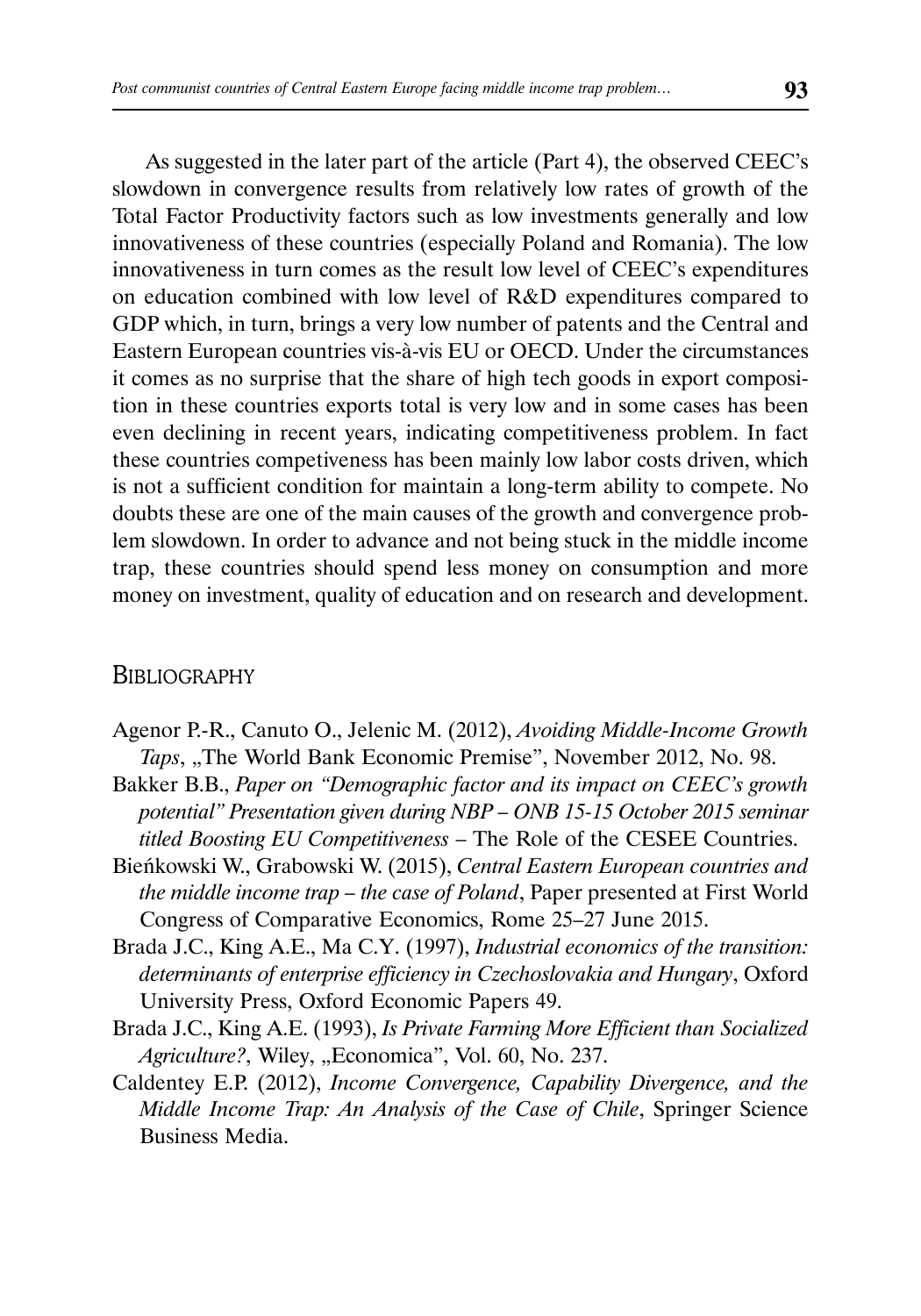As suggested in the later part of the article (Part 4), the observed CEEC's slowdown in convergence results from relatively low rates of growth of the Total Factor Productivity factors such as low investments generally and low innovativeness of these countries (especially Poland and Romania). The low innovativeness in turn comes as the result low level of CEEC's expenditures on education combined with low level of R&D expenditures compared to GDP which, in turn, brings a very low number of patents and the Central and Eastern European countries vis-à-vis EU or OECD. Under the circumstances it comes as no surprise that the share of high tech goods in export composition in these countries exports total is very low and in some cases has been even declining in recent years, indicating competitiveness problem. In fact these countries competiveness has been mainly low labor costs driven, which is not a sufficient condition for maintain a long-term ability to compete. No doubts these are one of the main causes of the growth and convergence problem slowdown. In order to advance and not being stuck in the middle income trap, these countries should spend less money on consumption and more money on investment, quality of education and on research and development.

## Bibliography

Agenor P.-R., Canuto O., Jelenic M. (2012), *Avoiding Middle-Income Growth Taps*, „The World Bank Economic Premise", November 2012, No. 98.

Bakker B.B., *Paper on "Demographic factor and its impact on CEEC's growth potential" Presentation given during NBP – ONB 15-15 October 2015 seminar titled Boosting EU Competitiveness* – The Role of the CESEE Countries.

Bieńkowski W., Grabowski W. (2015), *Central Eastern European countries and the middle income trap – the case of Poland*, Paper presented at First World Congress of Comparative Economics, Rome 25–27 June 2015.

Brada J.C., King A.E., Ma C.Y. (1997), *Industrial economics of the transition: determinants of enterprise efficiency in Czechoslovakia and Hungary*, Oxford University Press, Oxford Economic Papers 49.

Brada J.C., King A.E. (1993), *Is Private Farming More Efficient than Socialized Agriculture?*, Wiley, „Economica", Vol. 60, No. 237.

Caldentey E.P. (2012), *Income Convergence, Capability Divergence, and the Middle Income Trap: An Analysis of the Case of Chile*, Springer Science Business Media.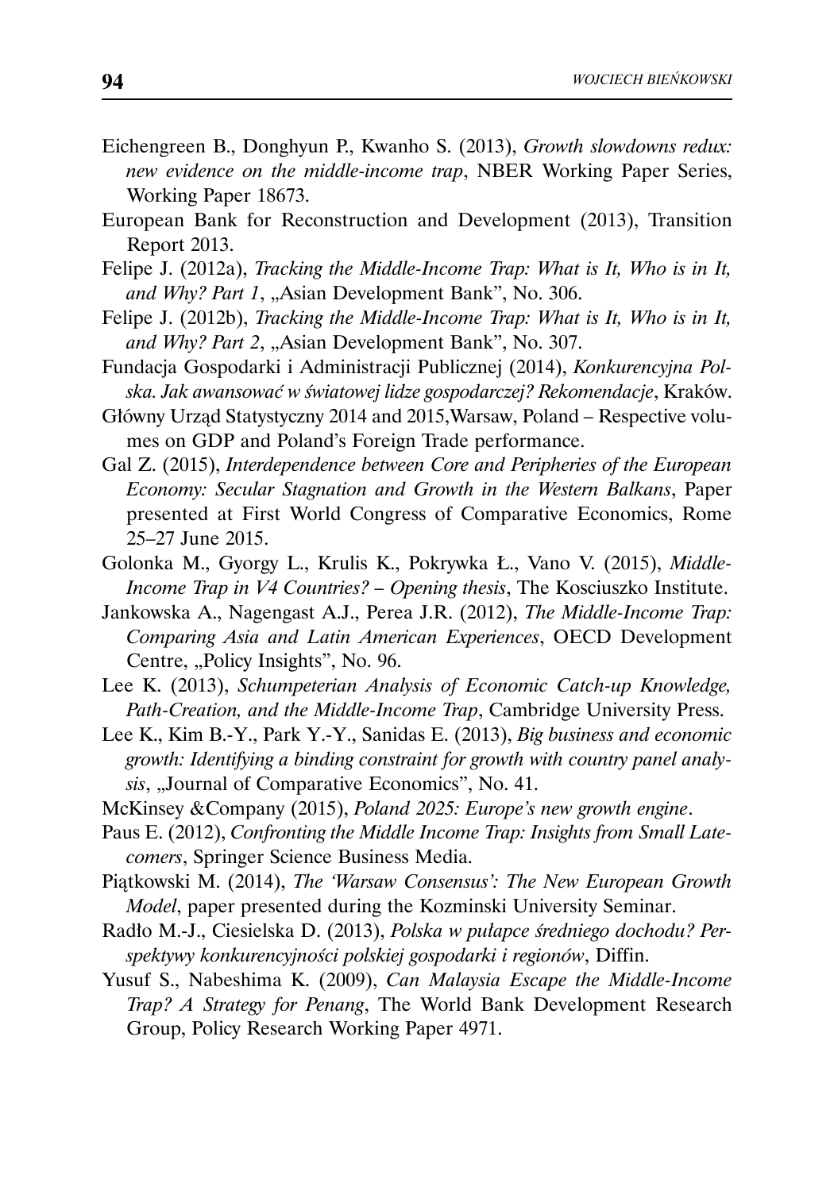Eichengreen B., Donghyun P., Kwanho S. (2013), *Growth slowdowns redux: new evidence on the middle-income trap*, NBER Working Paper Series, Working Paper 18673.

European Bank for Reconstruction and Development (2013), Transition Report 2013.

Felipe J. (2012a), *Tracking the Middle-Income Trap: What is It, Who is in It, and Why? Part 1*, „Asian Development Bank", No. 306.

Felipe J. (2012b), *Tracking the Middle-Income Trap: What is It, Who is in It, and Why? Part 2*, „Asian Development Bank", No. 307.

Fundacja Gospodarki i Administracji Publicznej (2014), *Konkurencyjna Polska. Jak awansować w światowej lidze gospodarczej? Rekomendacje*, Kraków.

Główny Urząd Statystyczny 2014 and 2015,Warsaw, Poland – Respective volumes on GDP and Poland's Foreign Trade performance.

Gal Z. (2015), *Interdependence between Core and Peripheries of the European Economy: Secular Stagnation and Growth in the Western Balkans*, Paper presented at First World Congress of Comparative Economics, Rome 25–27 June 2015.

Golonka M., Gyorgy L., Krulis K., Pokrywka Ł., Vano V. (2015), *Middle-Income Trap in V4 Countries? – Opening thesis*, The Kosciuszko Institute.

Jankowska A., Nagengast A.J., Perea J.R. (2012), *The Middle-Income Trap: Comparing Asia and Latin American Experiences*, OECD Development Centre, „Policy Insights", No. 96.

Lee K. (2013), *Schumpeterian Analysis of Economic Catch-up Knowledge, Path-Creation, and the Middle-Income Trap*, Cambridge University Press.

Lee K., Kim B.-Y., Park Y.-Y., Sanidas E. (2013), *Big business and economic growth: Identifying a binding constraint for growth with country panel analysis*, „Journal of Comparative Economics", No. 41.

McKinsey &Company (2015), *Poland 2025: Europe's new growth engine*.

Paus E. (2012), *Confronting the Middle Income Trap: Insights from Small Latecomers*, Springer Science Business Media.

Piątkowski M. (2014), *The 'Warsaw Consensus': The New European Growth Model*, paper presented during the Kozminski University Seminar.

Radło M.-J., Ciesielska D. (2013), *Polska w pułapce średniego dochodu? Perspektywy konkurencyjności polskiej gospodarki i regionów*, Diffin.

Yusuf S., Nabeshima K. (2009), *Can Malaysia Escape the Middle-Income Trap? A Strategy for Penang*, The World Bank Development Research Group, Policy Research Working Paper 4971.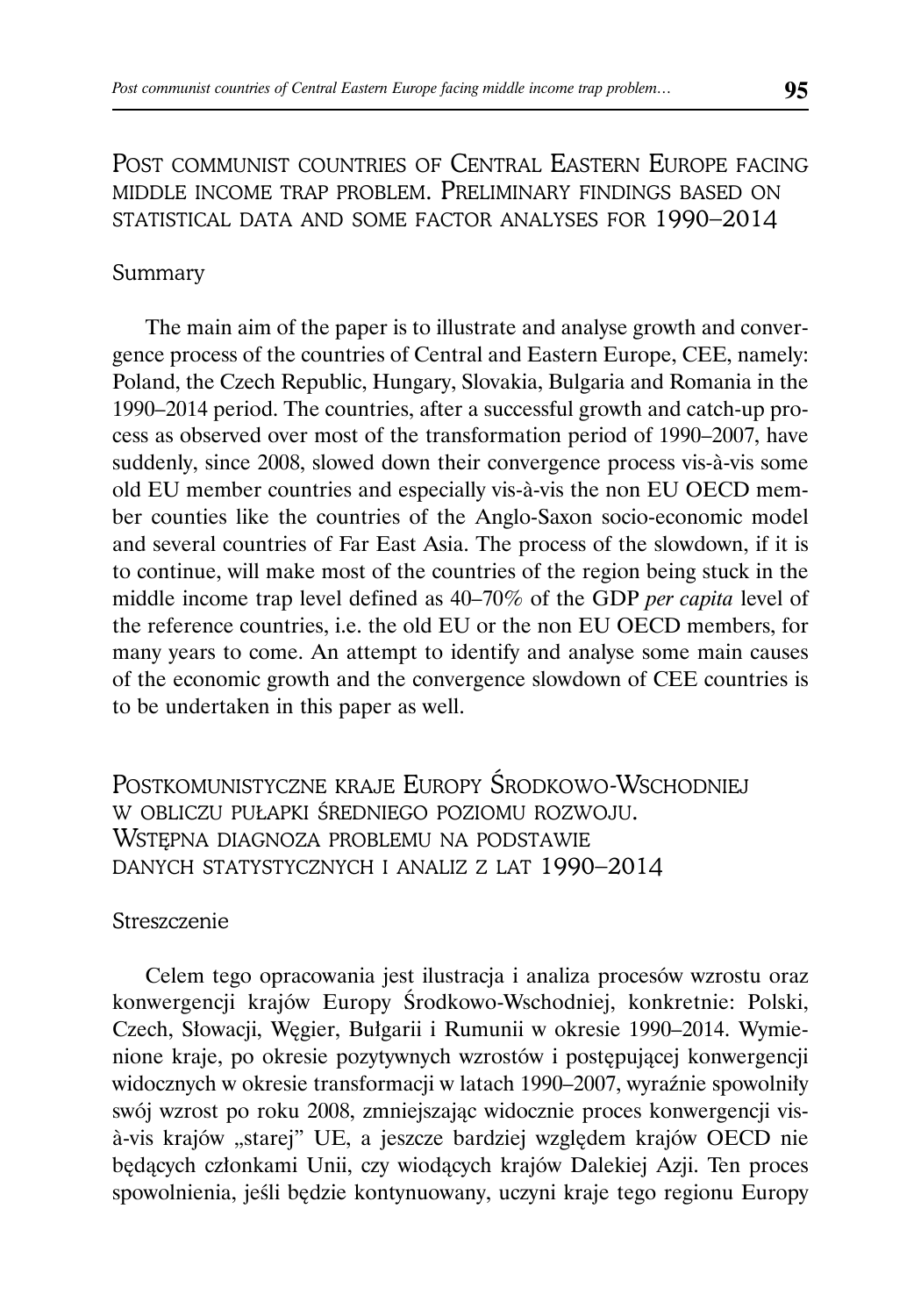## Post communist countries of Central Eastern Europe facing middle income trap problem. Preliminary findings based on statistical data and some factor analyses for 1990–2014

### Summary

The main aim of the paper is to illustrate and analyse growth and convergence process of the countries of Central and Eastern Europe, CEE, namely: Poland, the Czech Republic, Hungary, Slovakia, Bulgaria and Romania in the 1990–2014 period. The countries, after a successful growth and catch-up process as observed over most of the transformation period of 1990–2007, have suddenly, since 2008, slowed down their convergence process vis-à-vis some old EU member countries and especially vis-à-vis the non EU OECD member counties like the countries of the Anglo-Saxon socio-economic model and several countries of Far East Asia. The process of the slowdown, if it is to continue, will make most of the countries of the region being stuck in the middle income trap level defined as 40–70% of the GDP *per capita* level of the reference countries, i.e. the old EU or the non EU OECD members, for many years to come. An attempt to identify and analyse some main causes of the economic growth and the convergence slowdown of CEE countries is to be undertaken in this paper as well.

## Postkomunistyczne kraje Europy Środkowo-Wschodniej w obliczu pułapki średniego poziomu rozwoju. Wstępna diagnoza problemu na podstawie danych statystycznych i analiz z lat 1990–2014

### Streszczenie

Celem tego opracowania jest ilustracja i analiza procesów wzrostu oraz konwergencji krajów Europy Środkowo-Wschodniej, konkretnie: Polski, Czech, Słowacji, Węgier, Bułgarii i Rumunii w okresie 1990–2014. Wymienione kraje, po okresie pozytywnych wzrostów i postępującej konwergencji widocznych w okresie transformacji w latach 1990–2007, wyraźnie spowolniły swój wzrost po roku 2008, zmniejszając widocznie proces konwergencji vis-à-vis krajów „starej" UE, a jeszcze bardziej względem krajów OECD nie będących członkami Unii, czy wiodących krajów Dalekiej Azji. Ten proces spowolnienia, jeśli będzie kontynuowany, uczyni kraje tego regionu Europy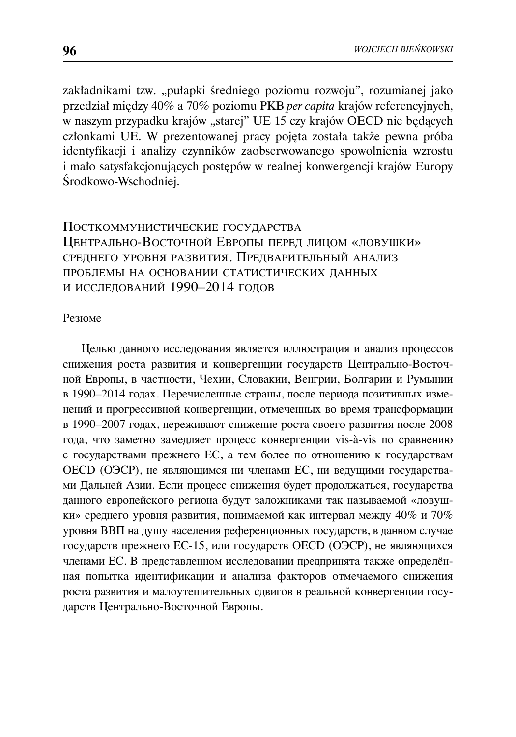zakładnikami tzw. „pułapki średniego poziomu rozwoju", rozumianej jako przedział między 40% a 70% poziomu PKB *per capita* krajów referencyjnych, w naszym przypadku krajów „starej" UE 15 czy krajów OECD nie będących członkami UE. W prezentowanej pracy pojęta została także pewna próba identyfikacji i analizy czynników zaobserwowanego spowolnienia wzrostu i mało satysfakcjonujących postępów w realnej konwergencji krajów Europy Środkowo-Wschodniej.

## Посткоммунистические государства Центрально-Восточной Европы перед лицом «ловушки» среднего уровня развития. Предварительный анализ проблемы на основании статистических данных и исследований 1990–2014 годов

Резюме

Целью данного исследования является иллюстрация и анализ процессов снижения роста развития и конвергенции государств Центрально-Восточной Европы, в частности, Чехии, Словакии, Венгрии, Болгарии и Румынии в 1990–2014 годах. Перечисленные страны, после периода позитивных изменений и прогрессивной конвергенции, отмеченных во время трансформации в 1990–2007 годах, переживают снижение роста своего развития после 2008 года, что заметно замедляет процесс конвергенции vis-à-vis по сравнению с государствами прежнего ЕС, а тем более по отношению к государствам OECD (ОЭСР), не являющимся ни членами ЕС, ни ведущими государствами Дальней Азии. Если процесс снижения будет продолжаться, государства данного европейского региона будут заложниками так называемой «ловушки» среднего уровня развития, понимаемой как интервал между 40% и 70% уровня ВВП на душу населения референционных государств, в данном случае государств прежнего ЕС-15, или государств OECD (ОЭСР), не являющихся членами ЕС. В представленном исследовании предпринята также определённая попытка идентификации и анализа факторов отмечаемого снижения роста развития и малоутешительных сдвигов в реальной конвергенции государств Центрально-Восточной Европы.